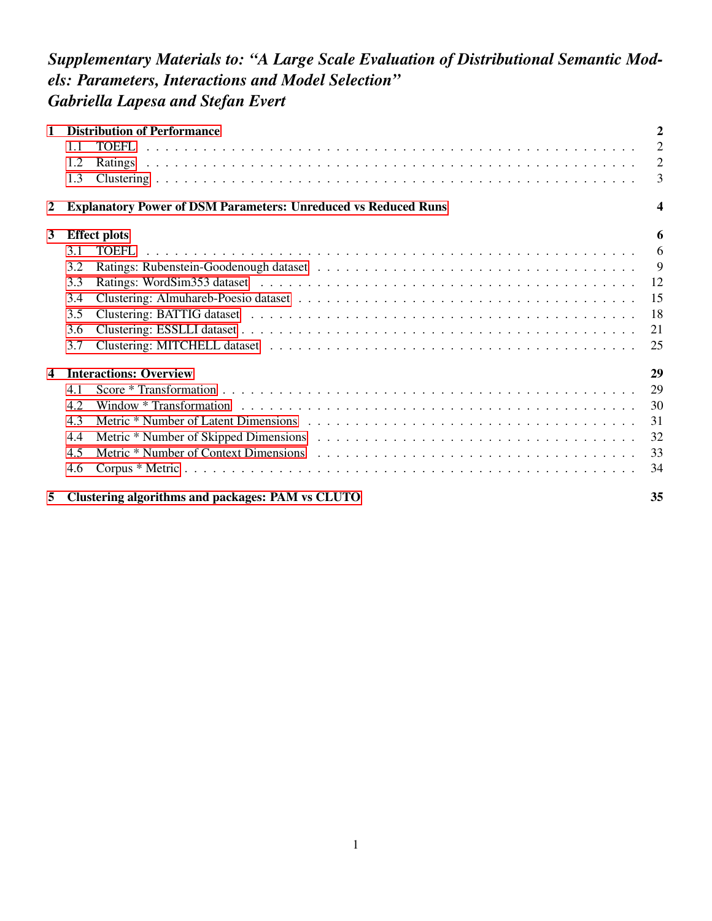*Supplementary Materials to: "A Large Scale Evaluation of Distributional Semantic Models: Parameters, Interactions and Model Selection"*
*Gabriella Lapesa and Stefan Evert*

- **1 Distribution of Performance** — **2**
  - 1.1 TOEFL — 2
  - 1.2 Ratings — 2
  - 1.3 Clustering — 3
- **2 Explanatory Power of DSM Parameters: Unreduced vs Reduced Runs** — **4**
- **3 Effect plots** — **6**
  - 3.1 TOEFL — 6
  - 3.2 Ratings: Rubenstein-Goodenough dataset — 9
  - 3.3 Ratings: WordSim353 dataset — 12
  - 3.4 Clustering: Almuhareb-Poesio dataset — 15
  - 3.5 Clustering: BATTIG dataset — 18
  - 3.6 Clustering: ESSLLI dataset — 21
  - 3.7 Clustering: MITCHELL dataset — 25
- **4 Interactions: Overview** — **29**
  - 4.1 Score * Transformation — 29
  - 4.2 Window * Transformation — 30
  - 4.3 Metric * Number of Latent Dimensions — 31
  - 4.4 Metric * Number of Skipped Dimensions — 32
  - 4.5 Metric * Number of Context Dimensions — 33
  - 4.6 Corpus * Metric — 34
- **5 Clustering algorithms and packages: PAM vs CLUTO** — **35**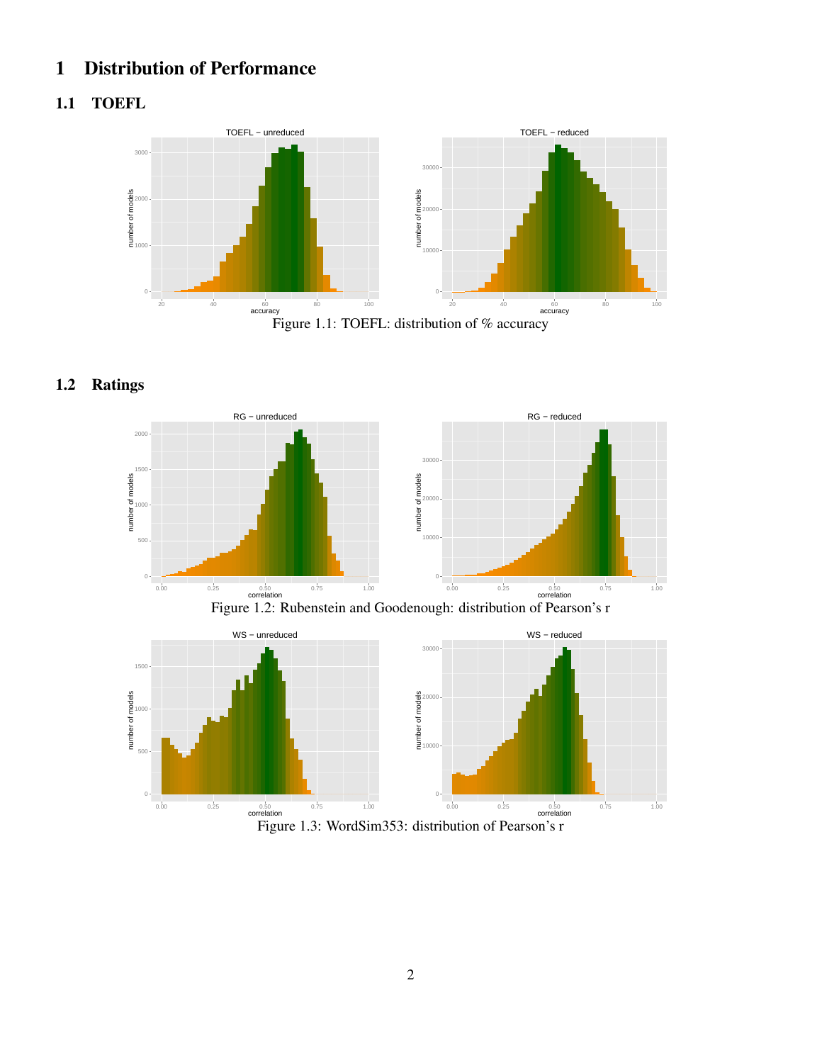# 1 Distribution of Performance

## 1.1 TOEFL

Figure 1.1: TOEFL: distribution of % accuracy

## 1.2 Ratings

Figure 1.2: Rubenstein and Goodenough: distribution of Pearson's r

Figure 1.3: WordSim353: distribution of Pearson's r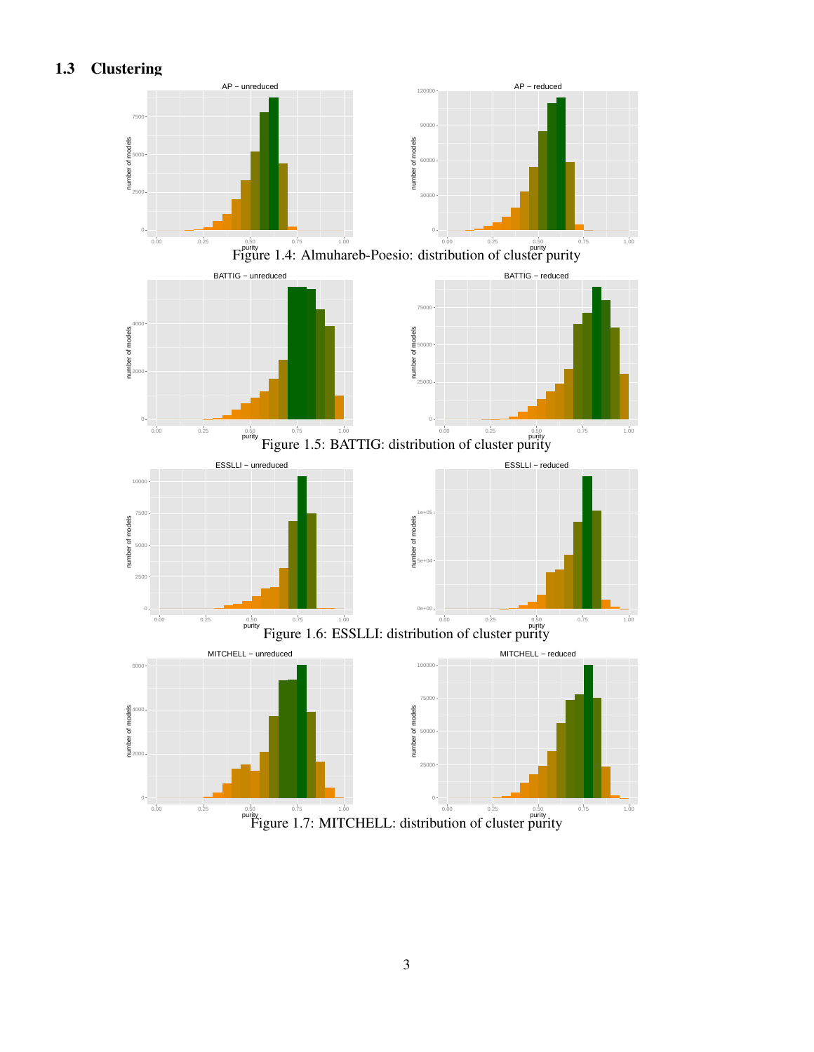## 1.3 Clustering

Figure 1.4: Almuhareb-Poesio: distribution of cluster purity

Figure 1.5: BATTIG: distribution of cluster purity

Figure 1.6: ESSLLI: distribution of cluster purity

Figure 1.7: MITCHELL: distribution of cluster purity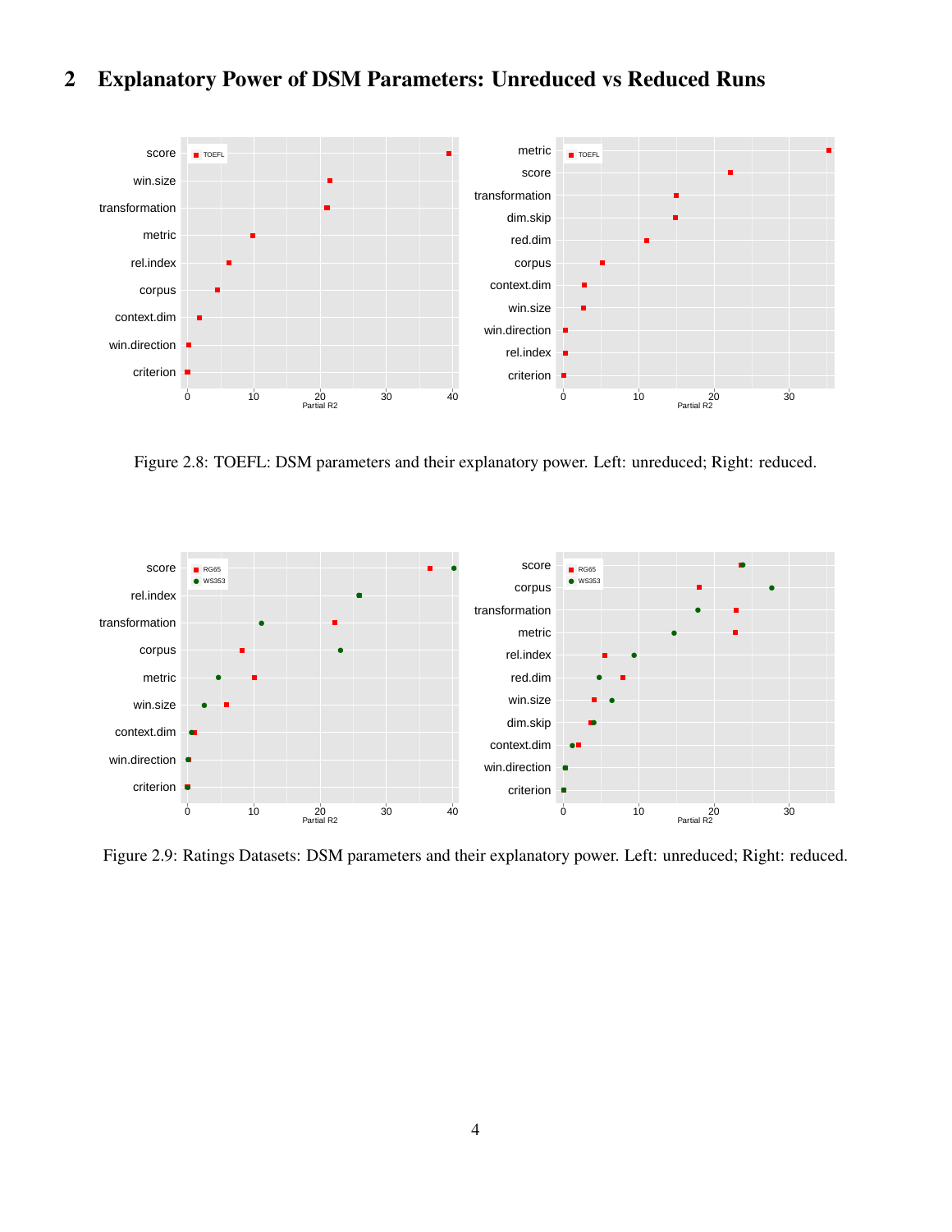## 2 Explanatory Power of DSM Parameters: Unreduced vs Reduced Runs

Figure 2.8: TOEFL: DSM parameters and their explanatory power. Left: unreduced; Right: reduced.

Figure 2.9: Ratings Datasets: DSM parameters and their explanatory power. Left: unreduced; Right: reduced.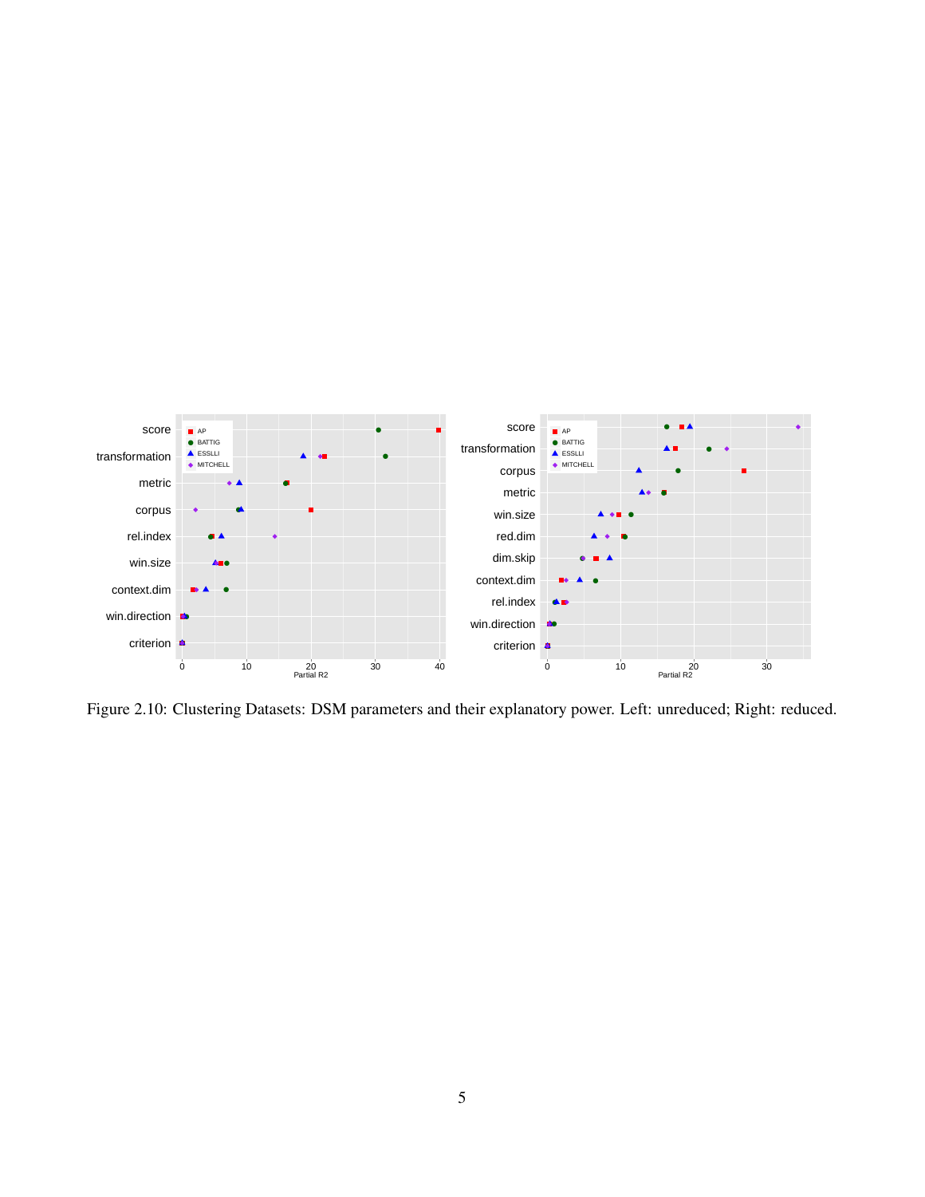Figure 2.10: Clustering Datasets: DSM parameters and their explanatory power. Left: unreduced; Right: reduced.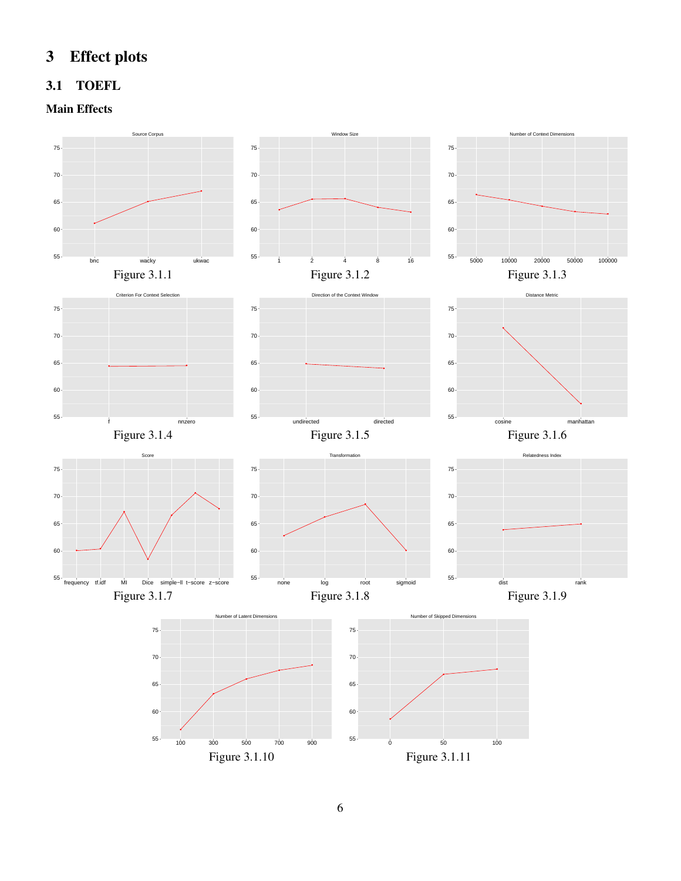# 3 Effect plots

## 3.1 TOEFL

### Main Effects

Figure 3.1.1

Figure 3.1.2

Figure 3.1.3

Figure 3.1.4

Figure 3.1.5

Figure 3.1.6

Figure 3.1.7

Figure 3.1.8

Figure 3.1.9

Figure 3.1.10

Figure 3.1.11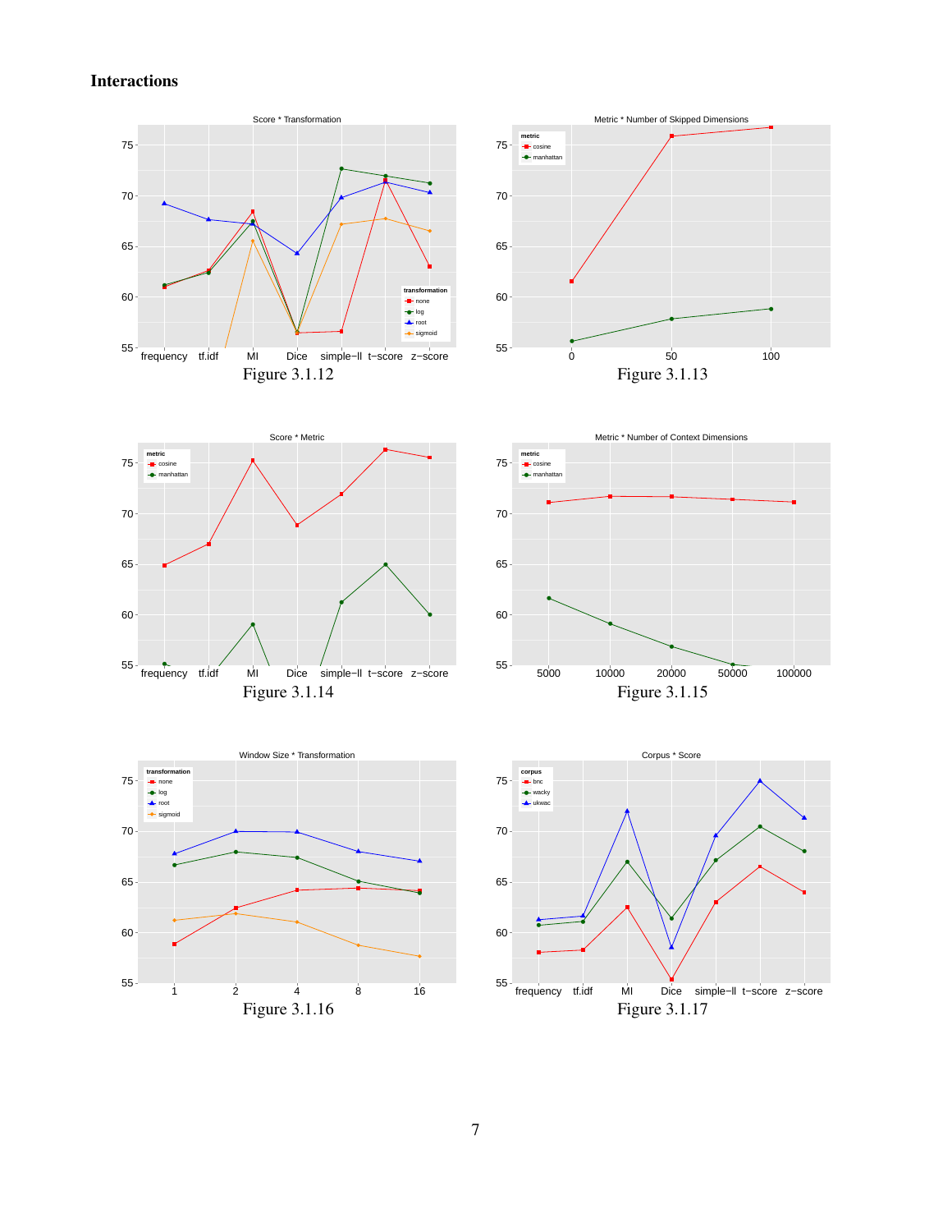### Interactions

Figure 3.1.12

Figure 3.1.13

Figure 3.1.14

Figure 3.1.15

Figure 3.1.16

Figure 3.1.17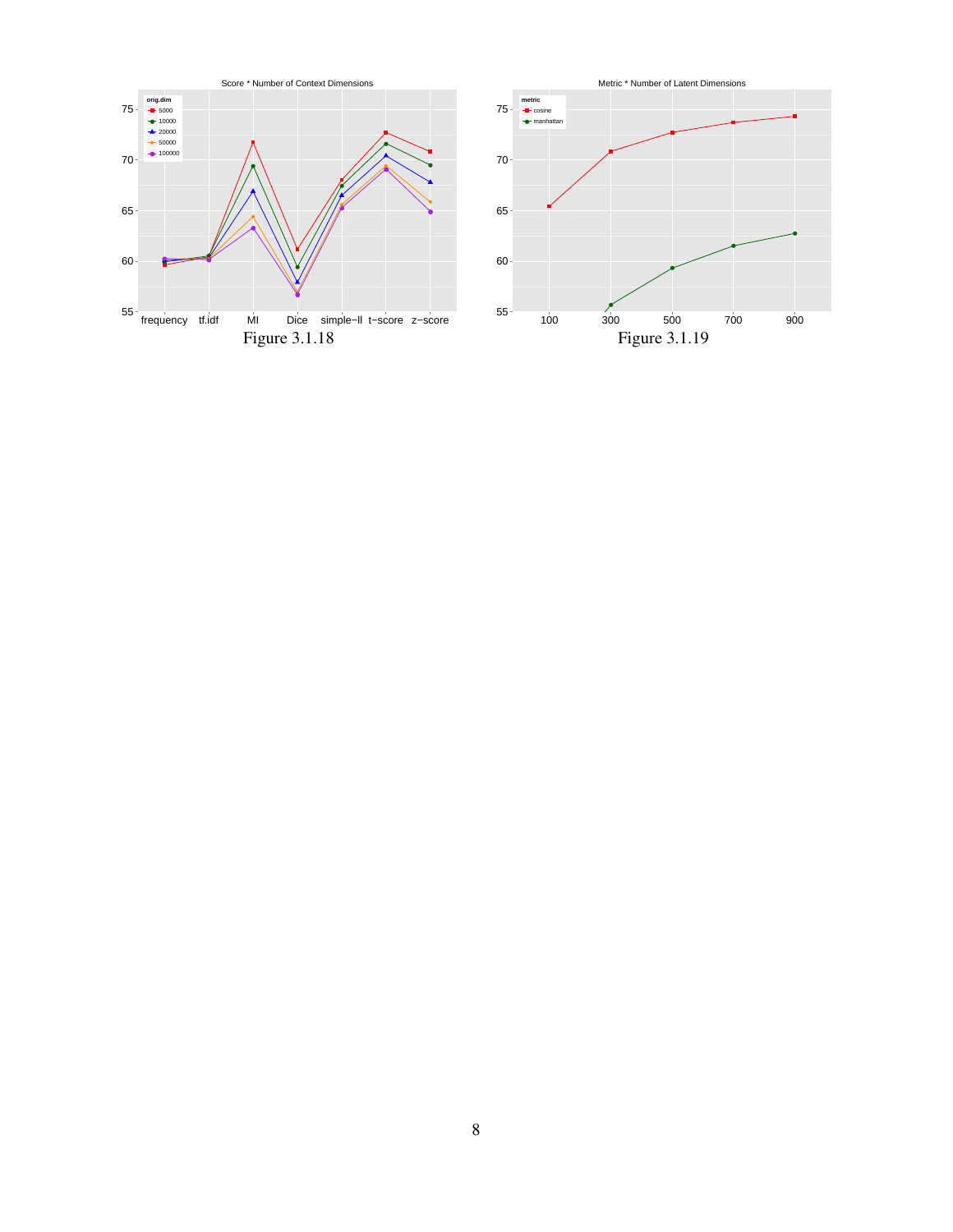Figure 3.1.18

Figure 3.1.19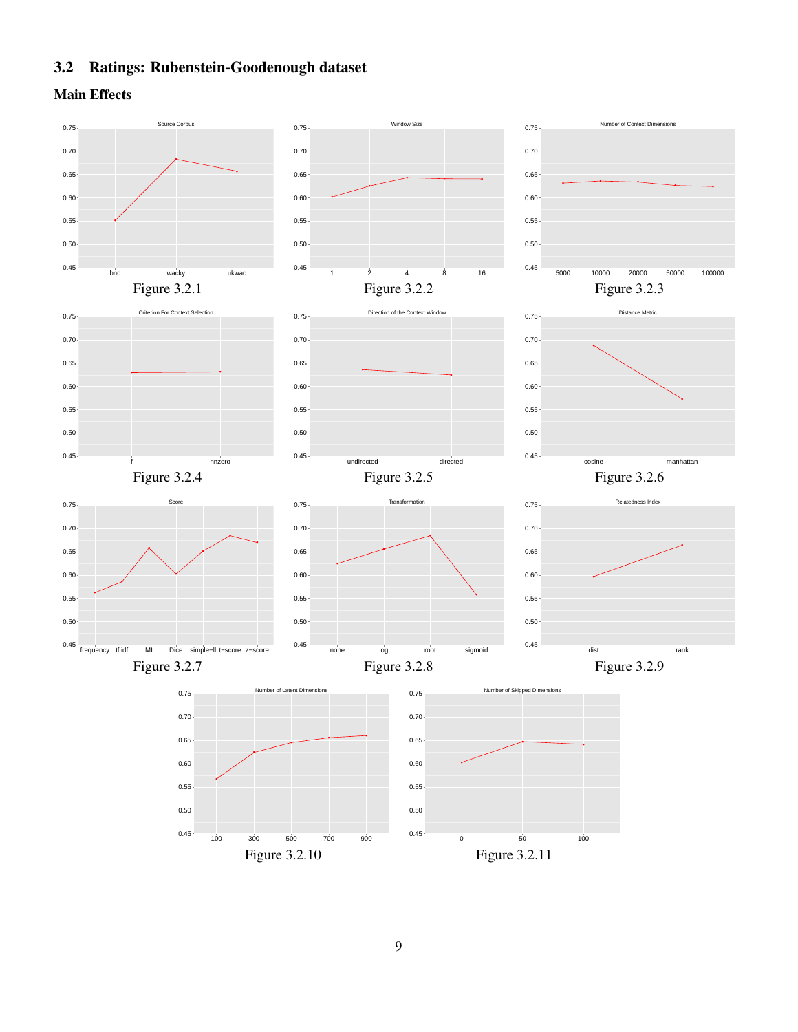## 3.2 Ratings: Rubenstein-Goodenough dataset

### Main Effects

Figure 3.2.1

Figure 3.2.2

Figure 3.2.3

Figure 3.2.4

Figure 3.2.5

Figure 3.2.6

Figure 3.2.7

Figure 3.2.8

Figure 3.2.9

Figure 3.2.10

Figure 3.2.11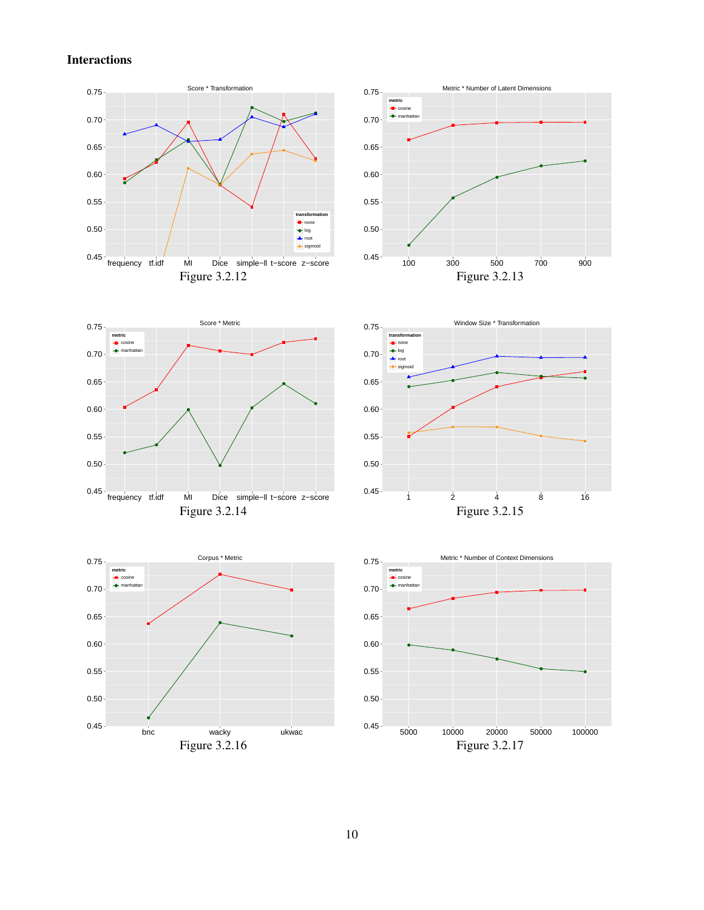## Interactions

Figure 3.2.12

Figure 3.2.13

Figure 3.2.14

Figure 3.2.15

Figure 3.2.16

Figure 3.2.17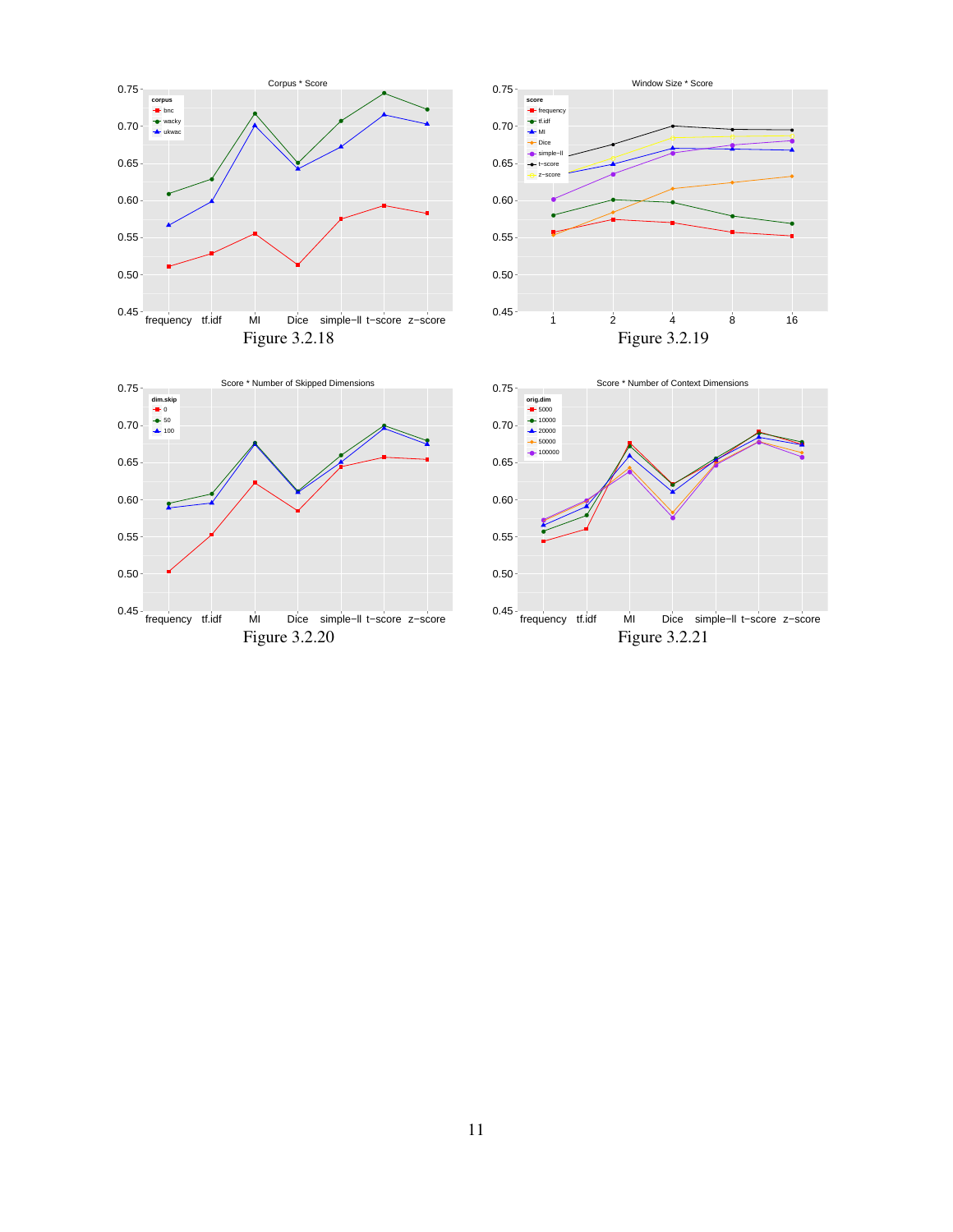Figure 3.2.18

Figure 3.2.19

Figure 3.2.20

Figure 3.2.21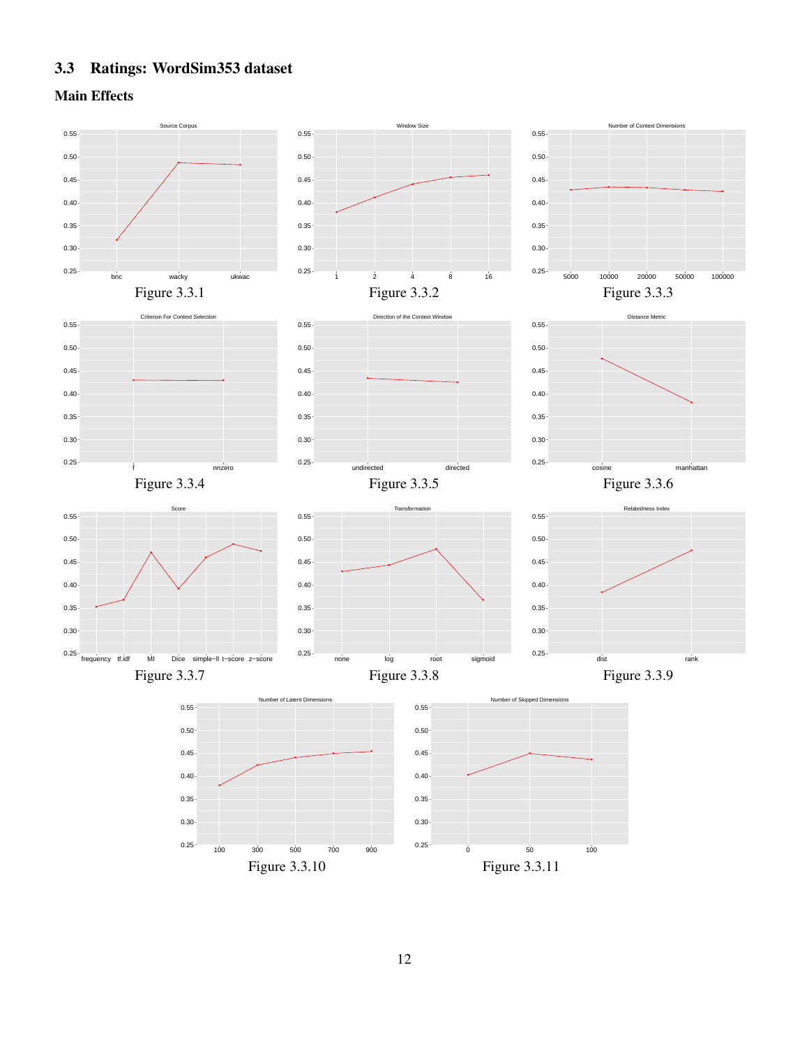## 3.3 Ratings: WordSim353 dataset

### Main Effects

Figure 3.3.1

Figure 3.3.2

Figure 3.3.3

Figure 3.3.4

Figure 3.3.5

Figure 3.3.6

Figure 3.3.7

Figure 3.3.8

Figure 3.3.9

Figure 3.3.10

Figure 3.3.11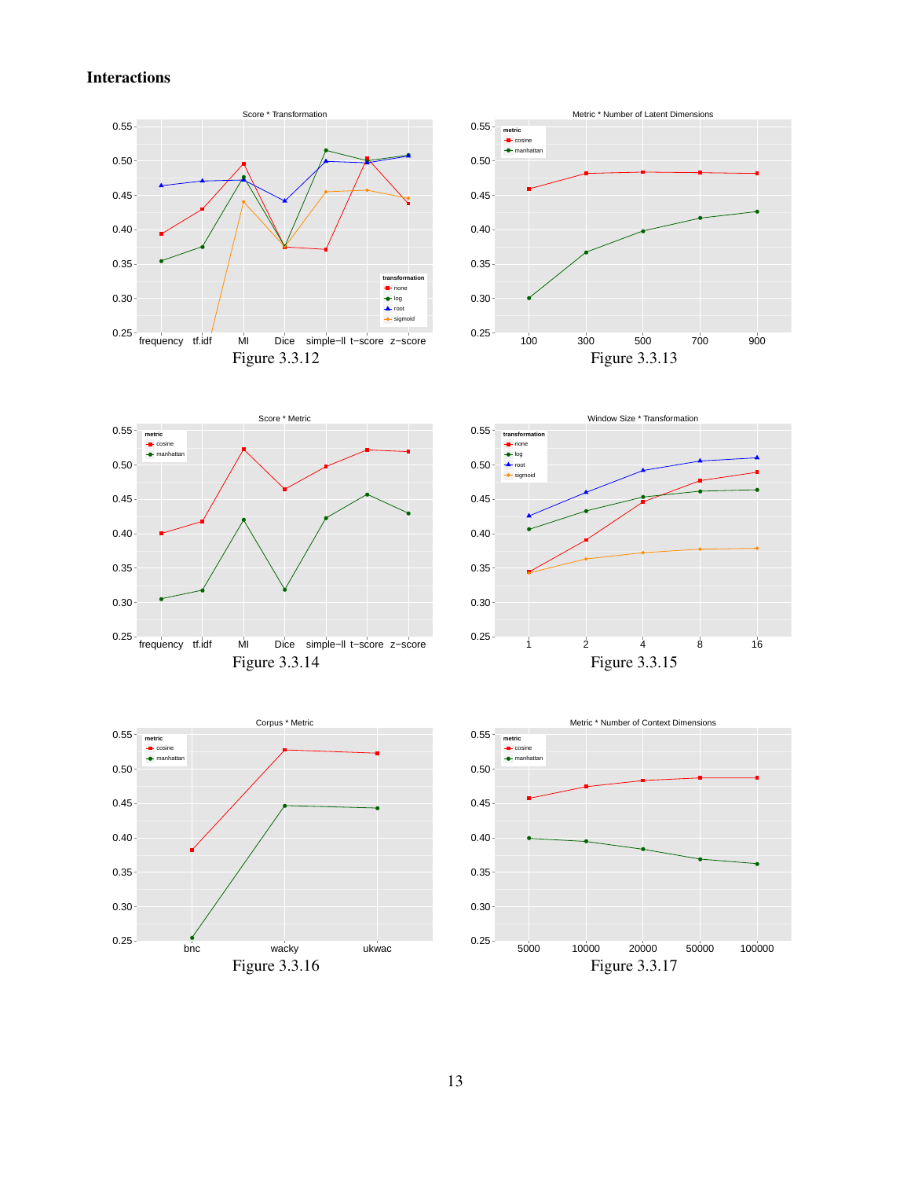## Interactions

Figure 3.3.12

Figure 3.3.13

Figure 3.3.14

Figure 3.3.15

Figure 3.3.16

Figure 3.3.17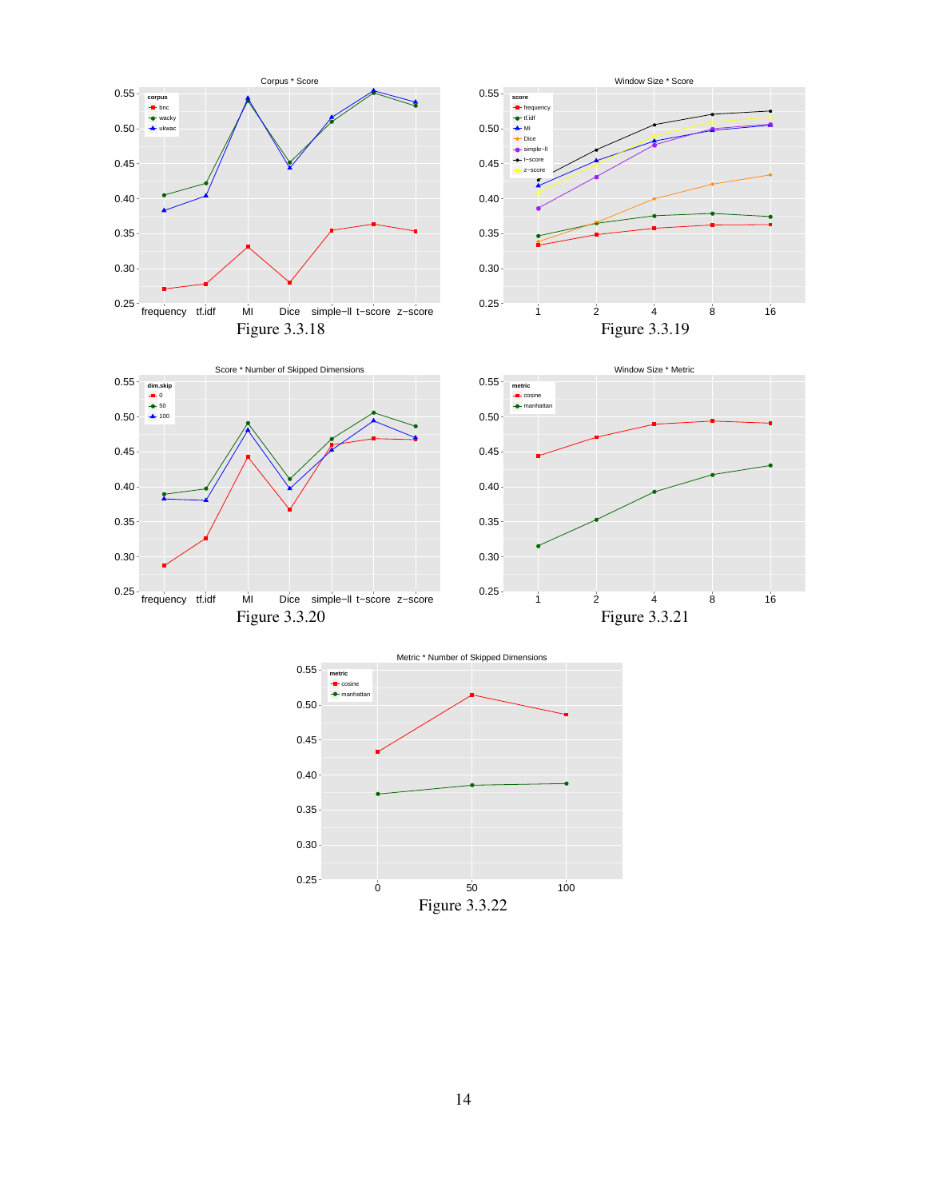Figure 3.3.18

Figure 3.3.19

Figure 3.3.20

Figure 3.3.21

Figure 3.3.22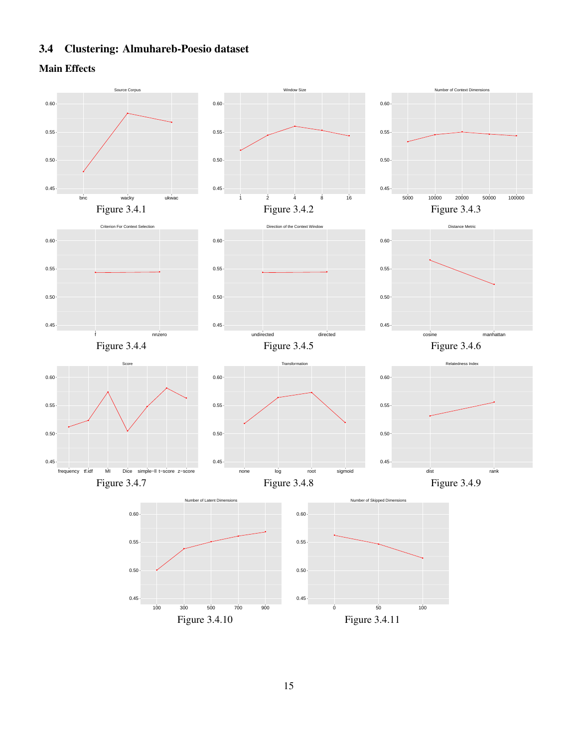## 3.4 Clustering: Almuhareb-Poesio dataset

### Main Effects

Figure 3.4.1

Figure 3.4.2

Figure 3.4.3

Figure 3.4.4

Figure 3.4.5

Figure 3.4.6

Figure 3.4.7

Figure 3.4.8

Figure 3.4.9

Figure 3.4.10

Figure 3.4.11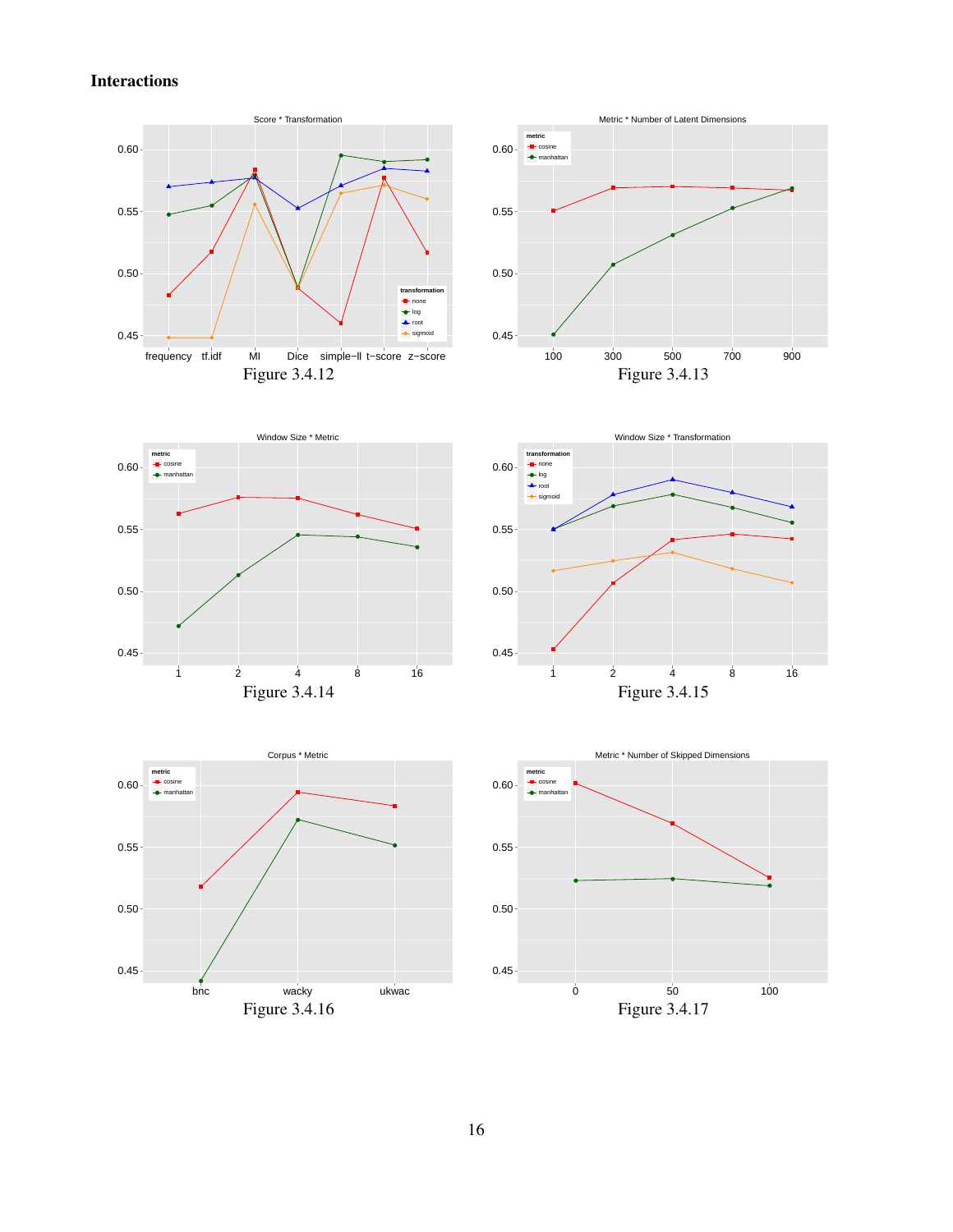## Interactions

Figure 3.4.12

Figure 3.4.13

Figure 3.4.14

Figure 3.4.15

Figure 3.4.16

Figure 3.4.17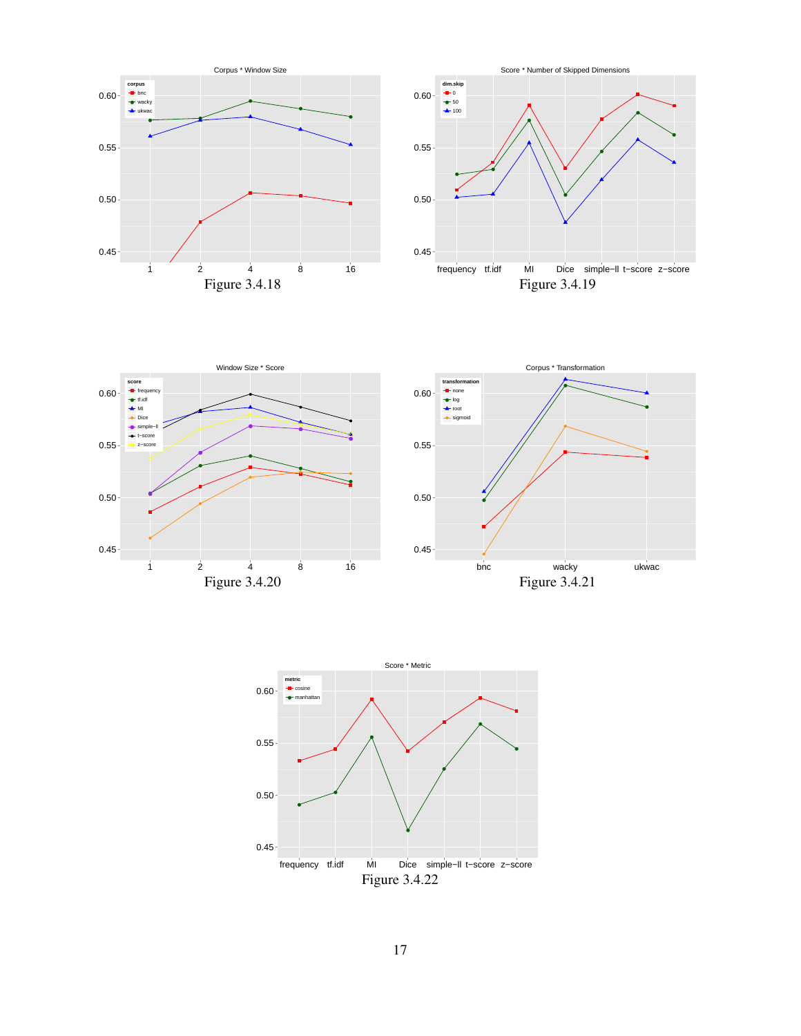Figure 3.4.18

Figure 3.4.19

Figure 3.4.20

Figure 3.4.21

Figure 3.4.22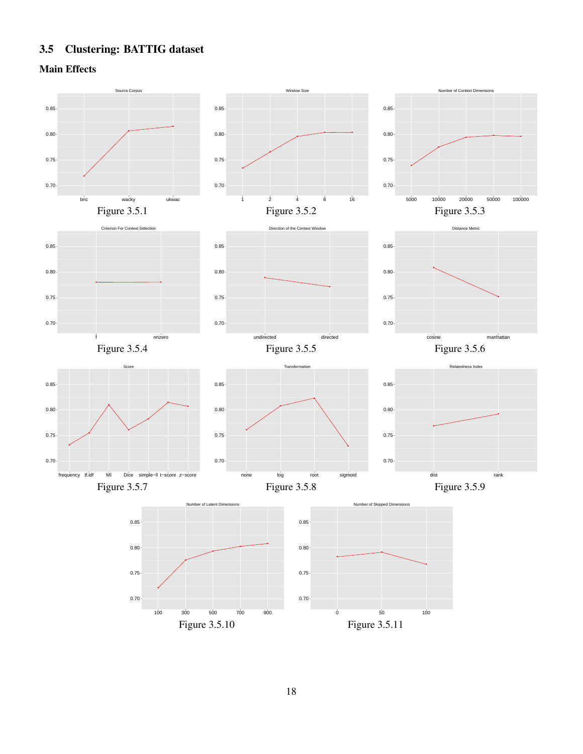## 3.5 Clustering: BATTIG dataset

### Main Effects

Figure 3.5.1

Figure 3.5.2

Figure 3.5.3

Figure 3.5.4

Figure 3.5.5

Figure 3.5.6

Figure 3.5.7

Figure 3.5.8

Figure 3.5.9

Figure 3.5.10

Figure 3.5.11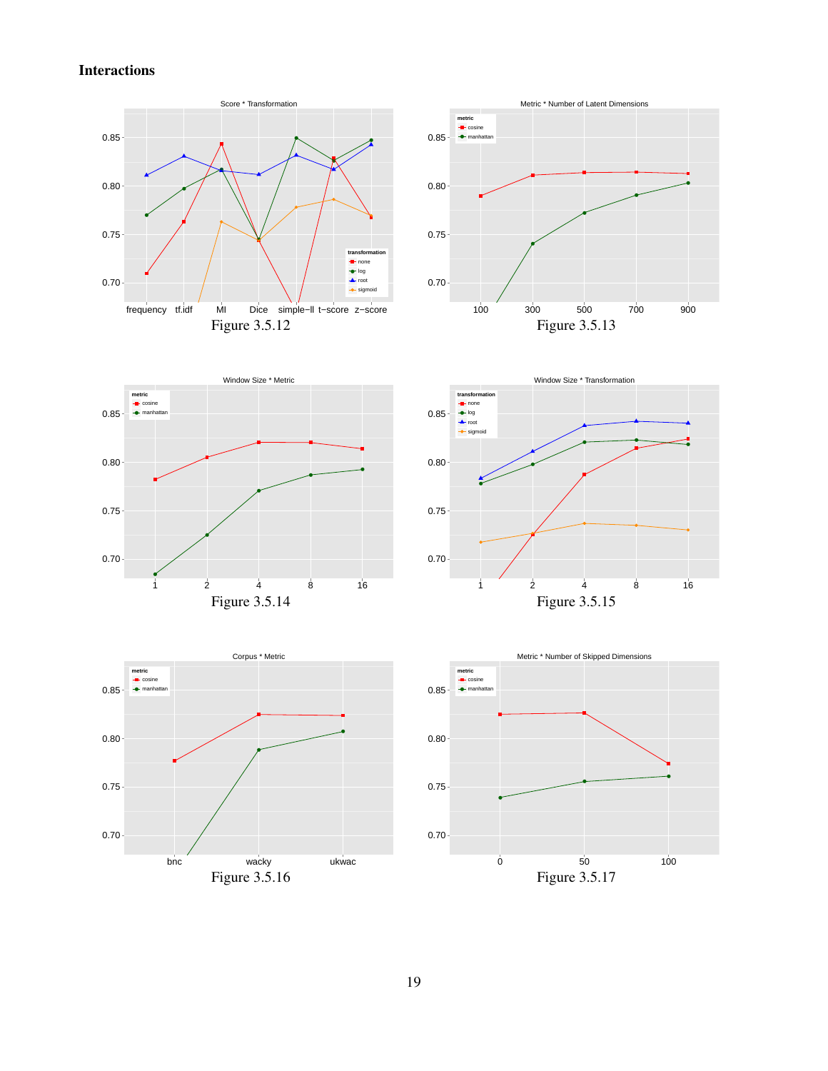### Interactions

Figure 3.5.12

Figure 3.5.13

Figure 3.5.14

Figure 3.5.15

Figure 3.5.16

Figure 3.5.17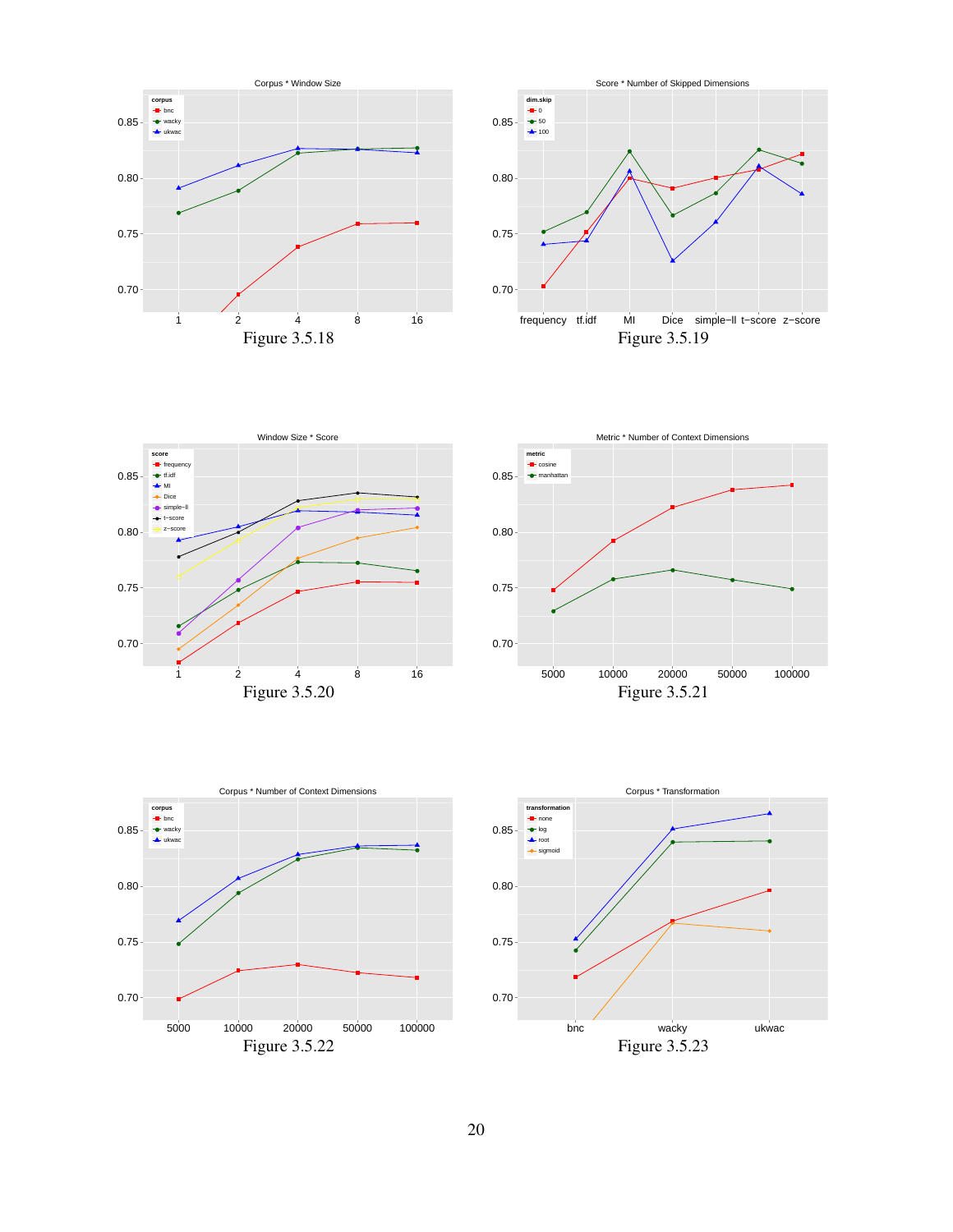Figure 3.5.18

Figure 3.5.19

Figure 3.5.20

Figure 3.5.21

Figure 3.5.22

Figure 3.5.23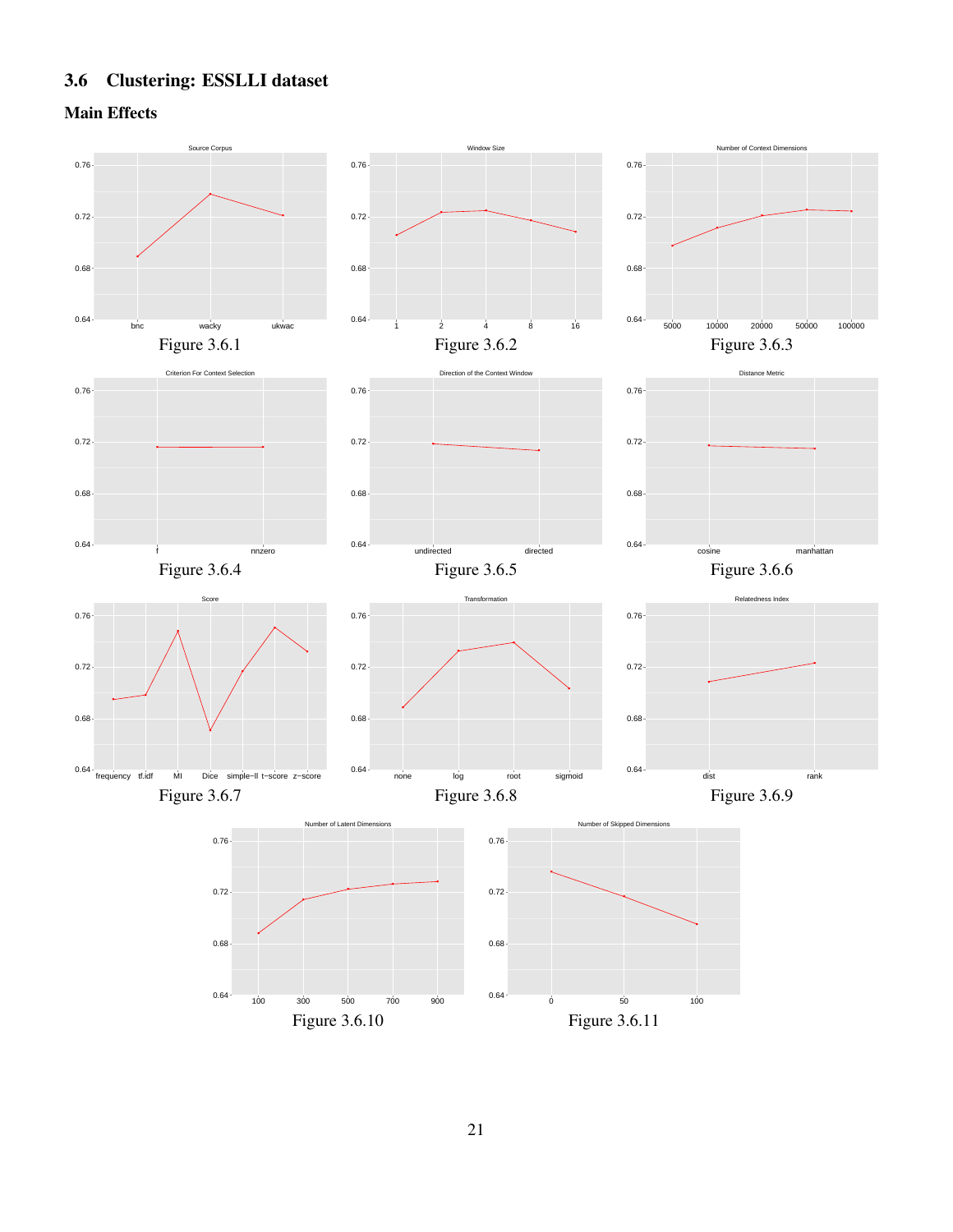## 3.6 Clustering: ESSLLI dataset

### Main Effects

Figure 3.6.1

Figure 3.6.2

Figure 3.6.3

Figure 3.6.4

Figure 3.6.5

Figure 3.6.6

Figure 3.6.7

Figure 3.6.8

Figure 3.6.9

Figure 3.6.10

Figure 3.6.11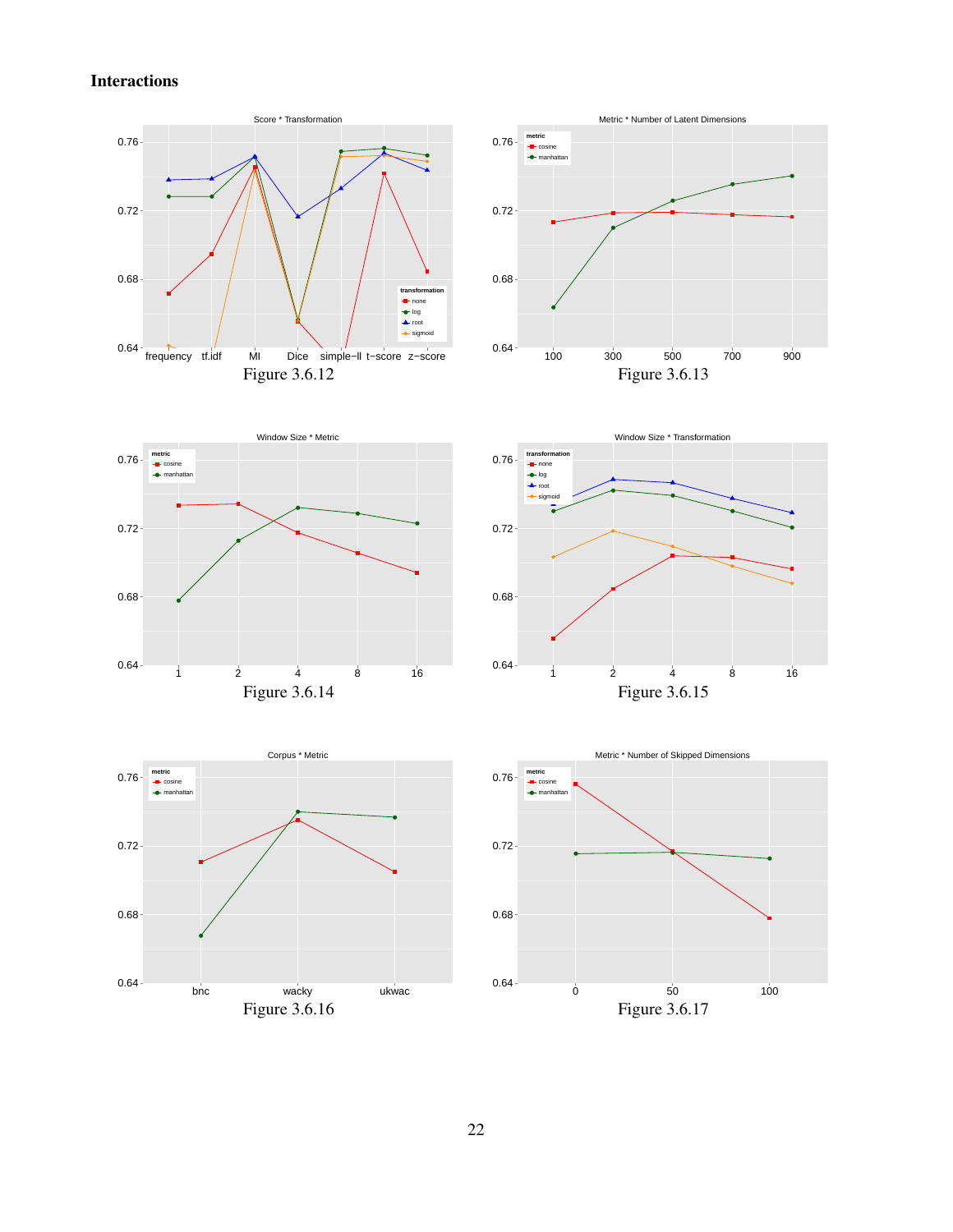**Interactions**

Figure 3.6.12

Figure 3.6.13

Figure 3.6.14

Figure 3.6.15

Figure 3.6.16

Figure 3.6.17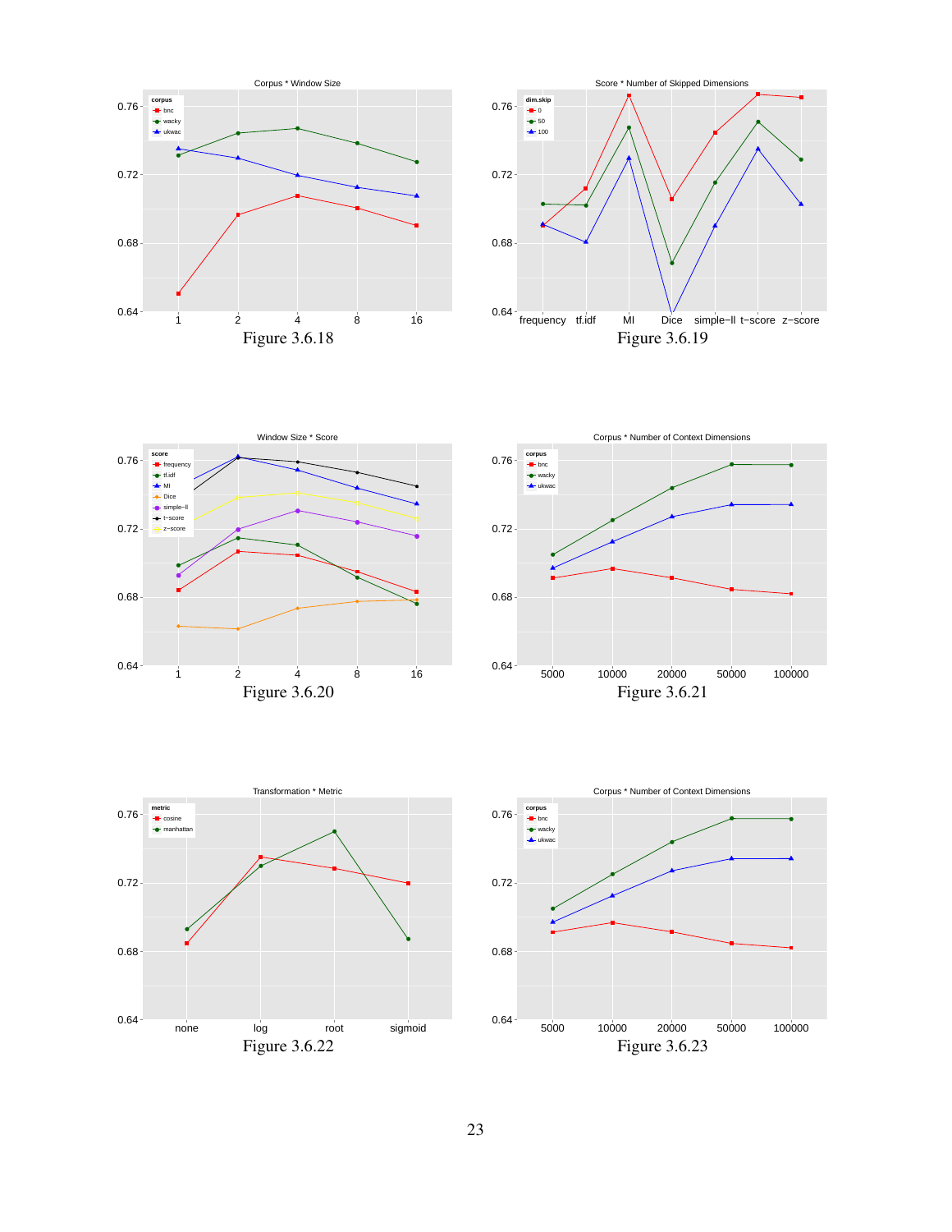Corpus * Window Size

Figure 3.6.18

Score * Number of Skipped Dimensions

Figure 3.6.19

Window Size * Score

Figure 3.6.20

Corpus * Number of Context Dimensions

Figure 3.6.21

Transformation * Metric

Figure 3.6.22

Corpus * Number of Context Dimensions

Figure 3.6.23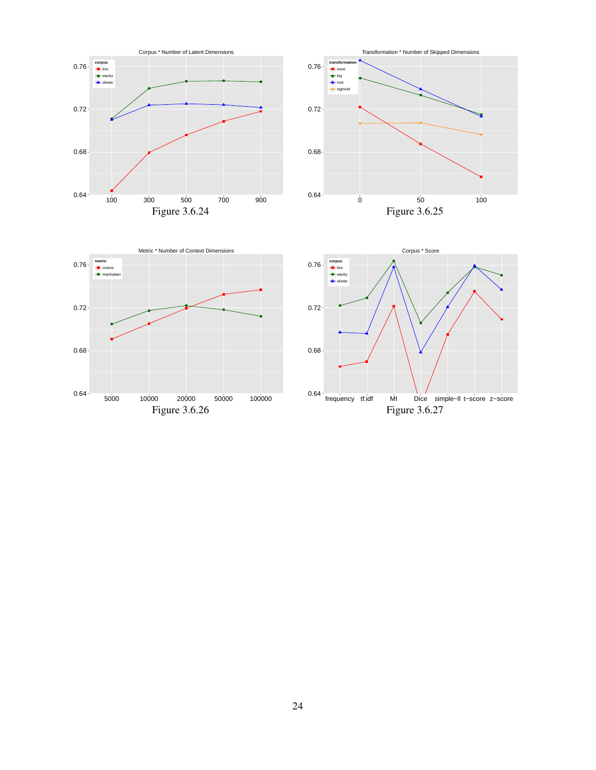Figure 3.6.24

Figure 3.6.25

Figure 3.6.26

Figure 3.6.27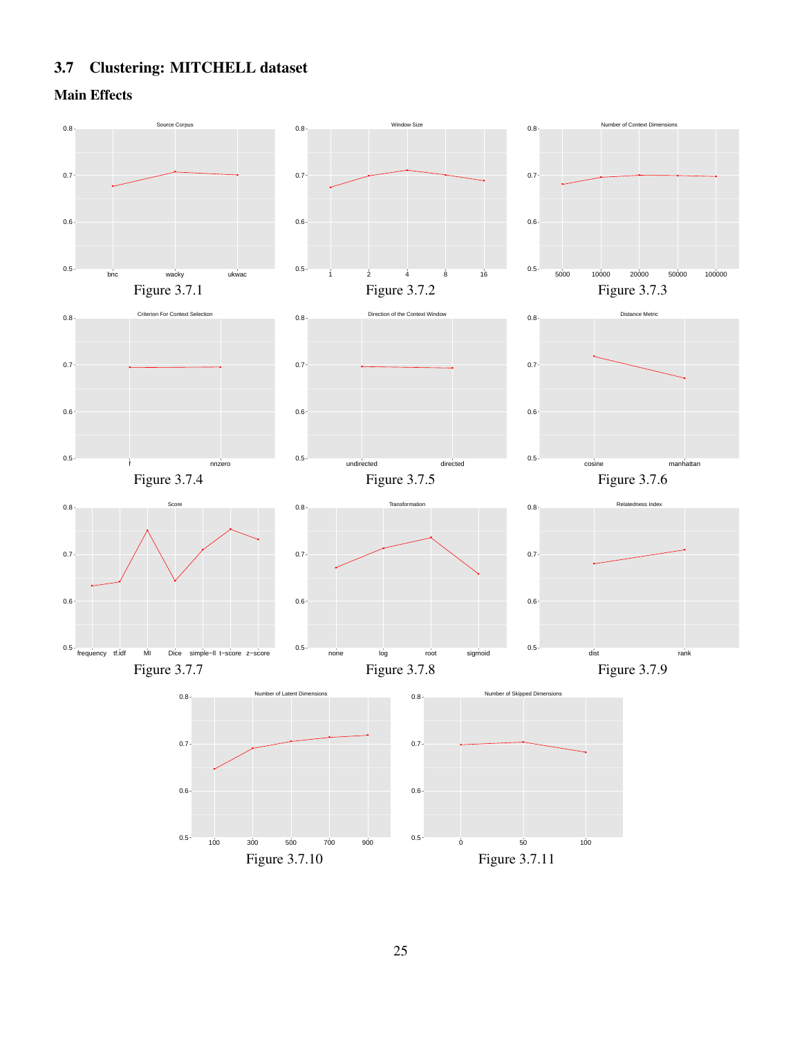## 3.7 Clustering: MITCHELL dataset

### Main Effects

Figure 3.7.1

Figure 3.7.2

Figure 3.7.3

Figure 3.7.4

Figure 3.7.5

Figure 3.7.6

Figure 3.7.7

Figure 3.7.8

Figure 3.7.9

Figure 3.7.10

Figure 3.7.11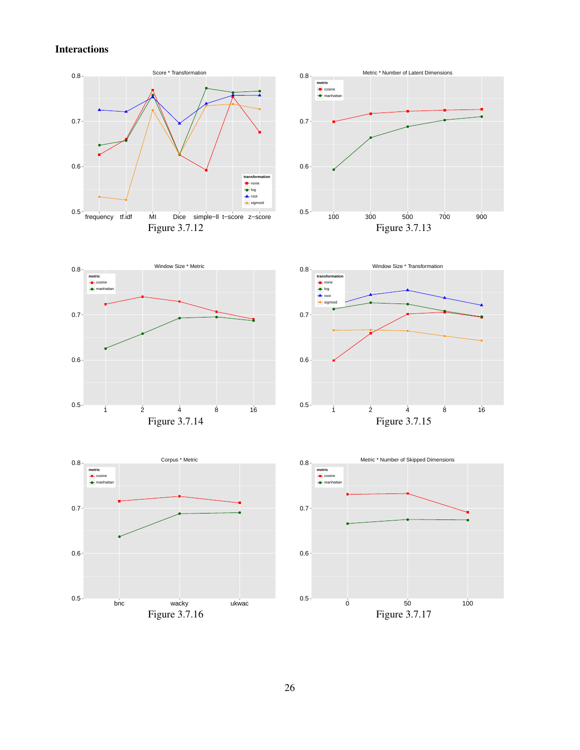**Interactions**

Figure 3.7.12

Figure 3.7.13

Figure 3.7.14

Figure 3.7.15

Figure 3.7.16

Figure 3.7.17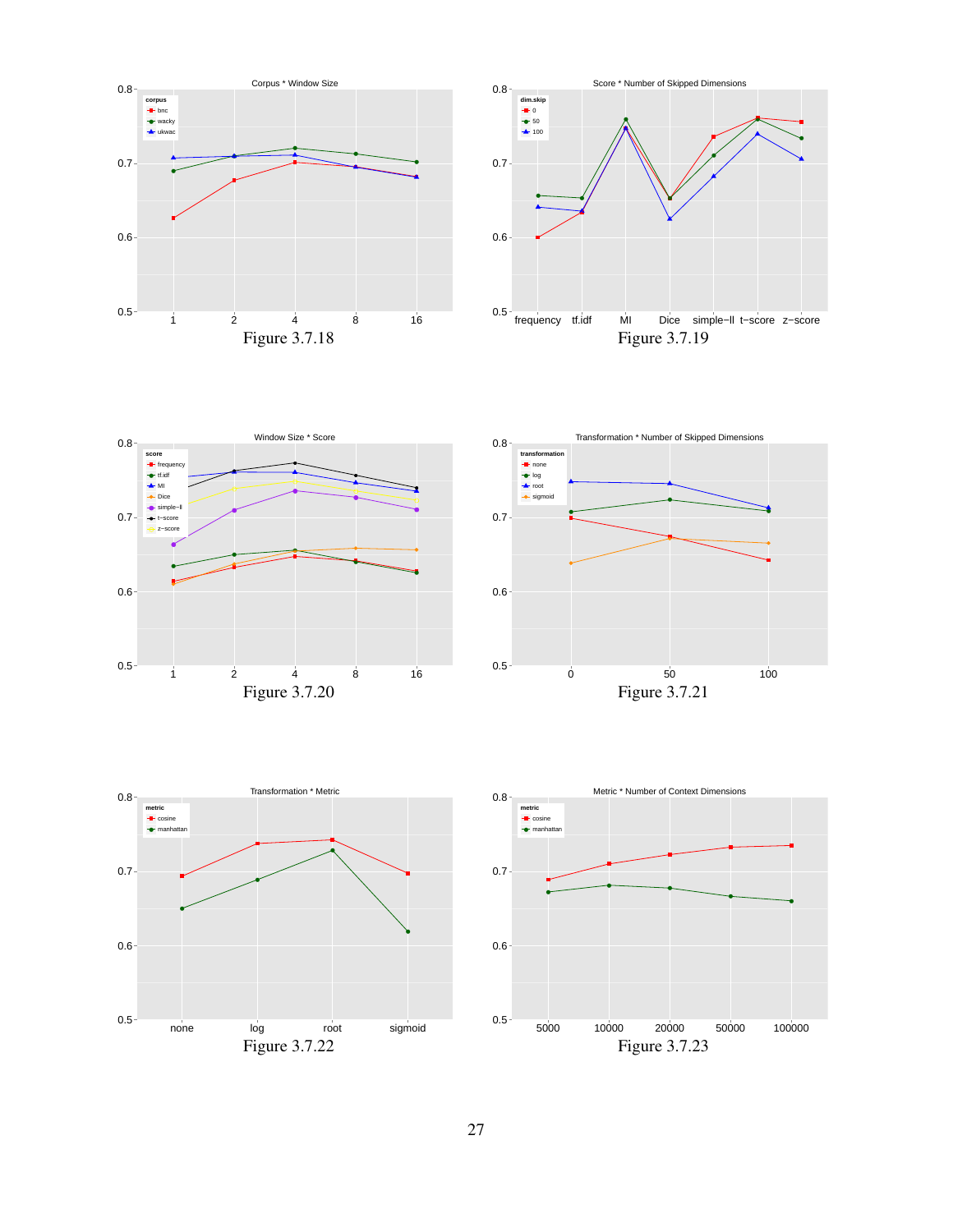Figure 3.7.18

Figure 3.7.19

Figure 3.7.20

Figure 3.7.21

Figure 3.7.22

Figure 3.7.23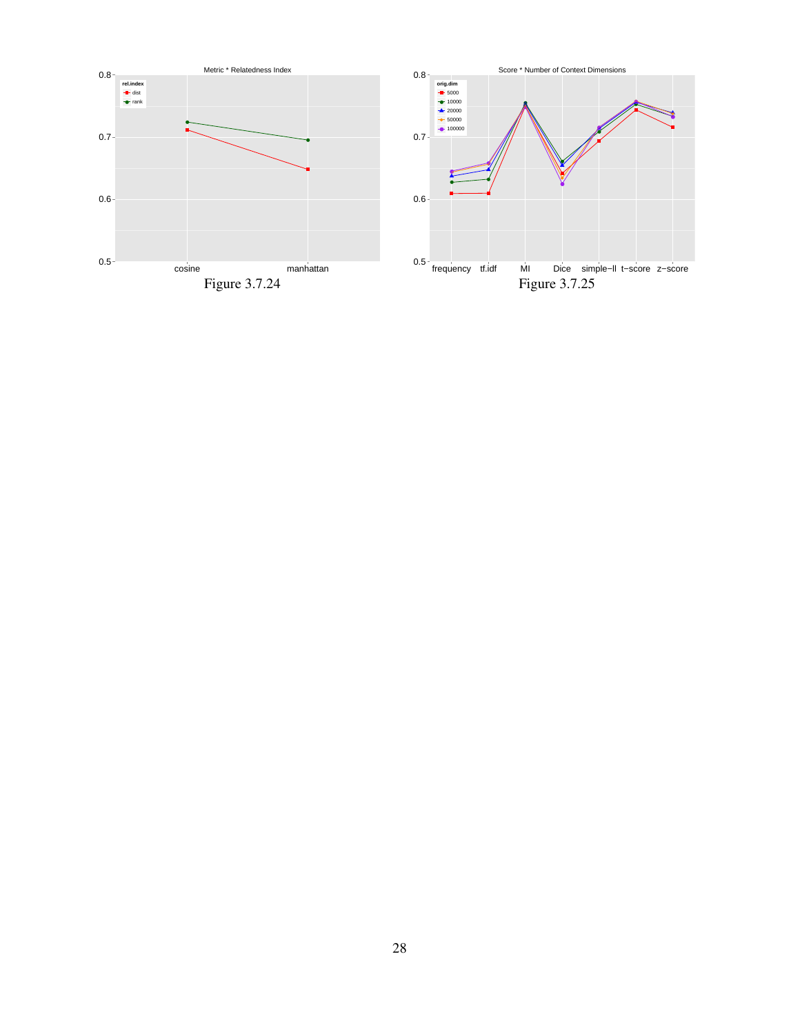Figure 3.7.24

Figure 3.7.25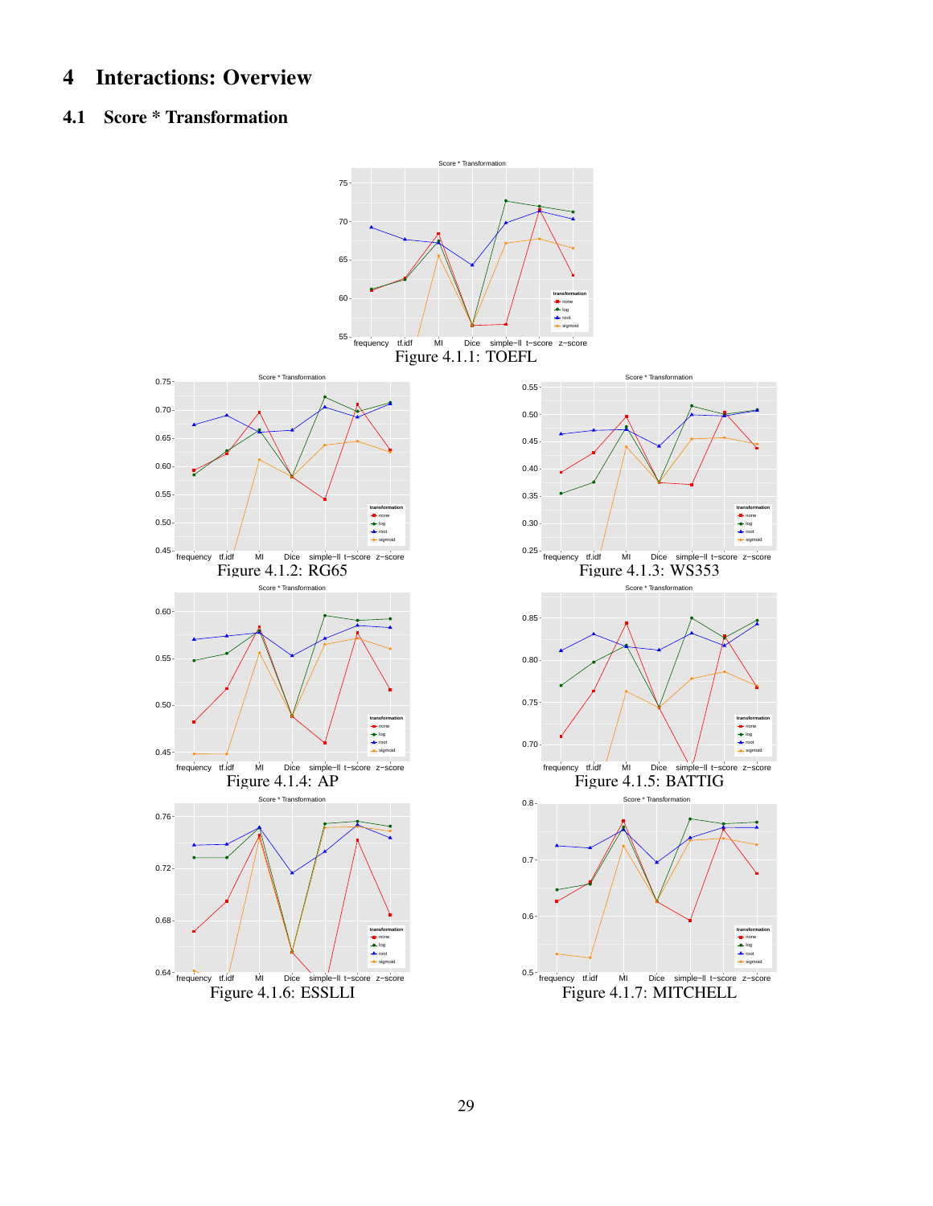# 4 Interactions: Overview

## 4.1 Score * Transformation

Figure 4.1.1: TOEFL

Figure 4.1.2: RG65

Figure 4.1.3: WS353

Figure 4.1.4: AP

Figure 4.1.5: BATTIG

Figure 4.1.6: ESSLLI

Figure 4.1.7: MITCHELL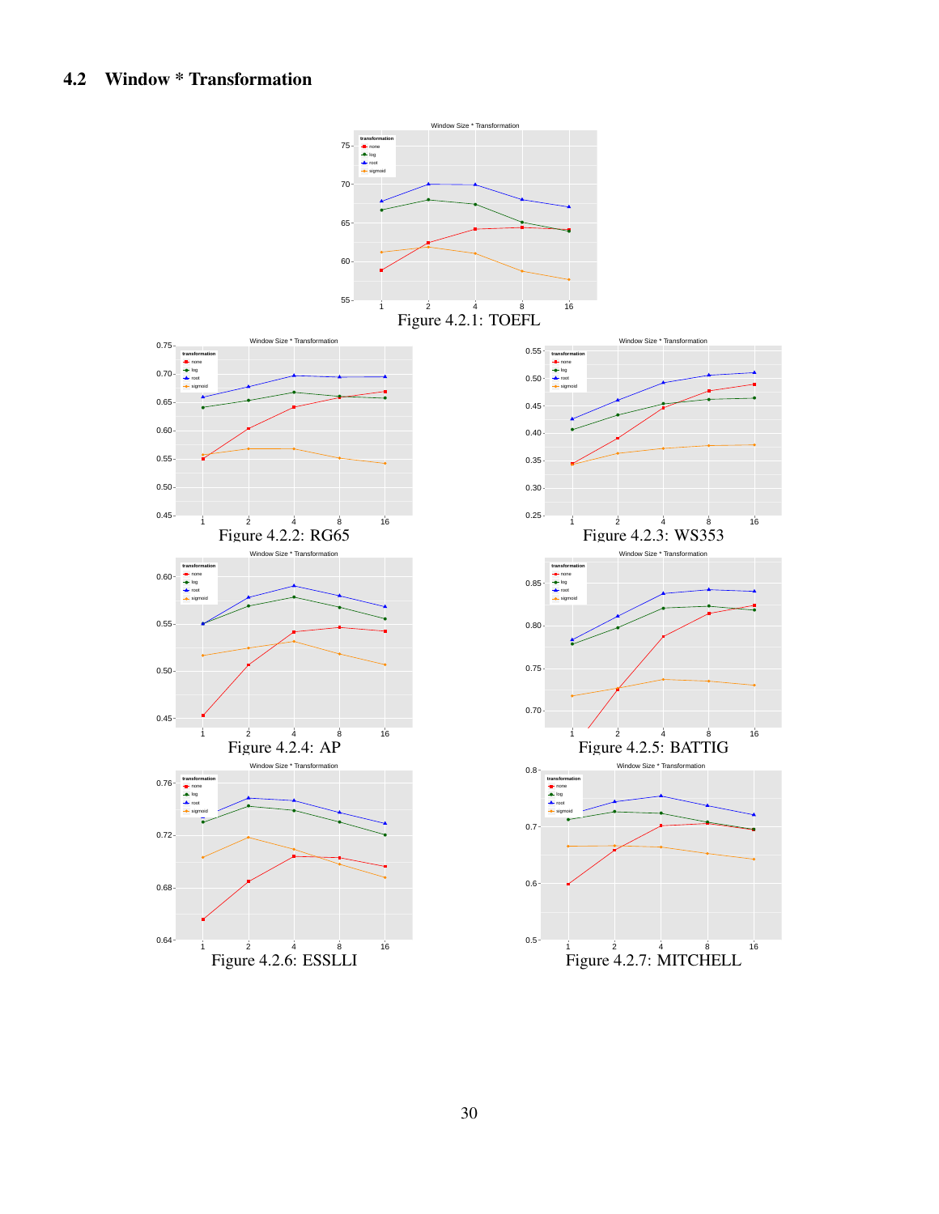## 4.2 Window * Transformation

Figure 4.2.1: TOEFL

Figure 4.2.2: RG65

Figure 4.2.3: WS353

Figure 4.2.4: AP

Figure 4.2.5: BATTIG

Figure 4.2.6: ESSLLI

Figure 4.2.7: MITCHELL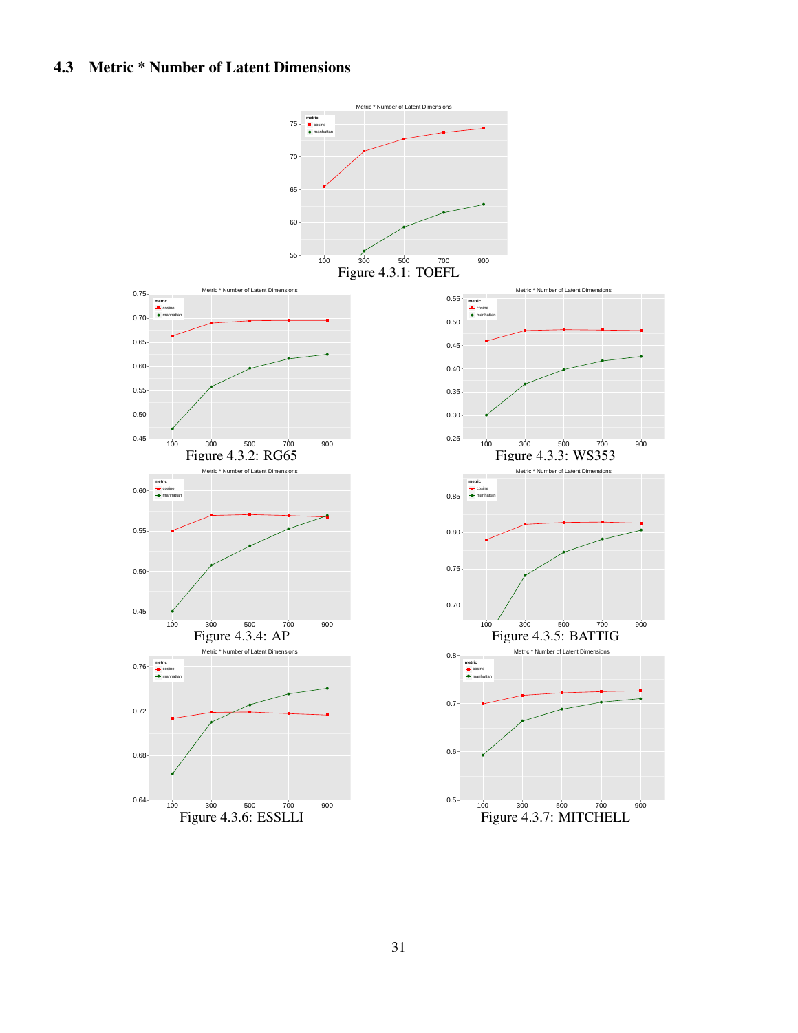## 4.3 Metric * Number of Latent Dimensions

Figure 4.3.1: TOEFL

Figure 4.3.2: RG65

Figure 4.3.3: WS353

Figure 4.3.4: AP

Figure 4.3.5: BATTIG

Figure 4.3.6: ESSLLI

Figure 4.3.7: MITCHELL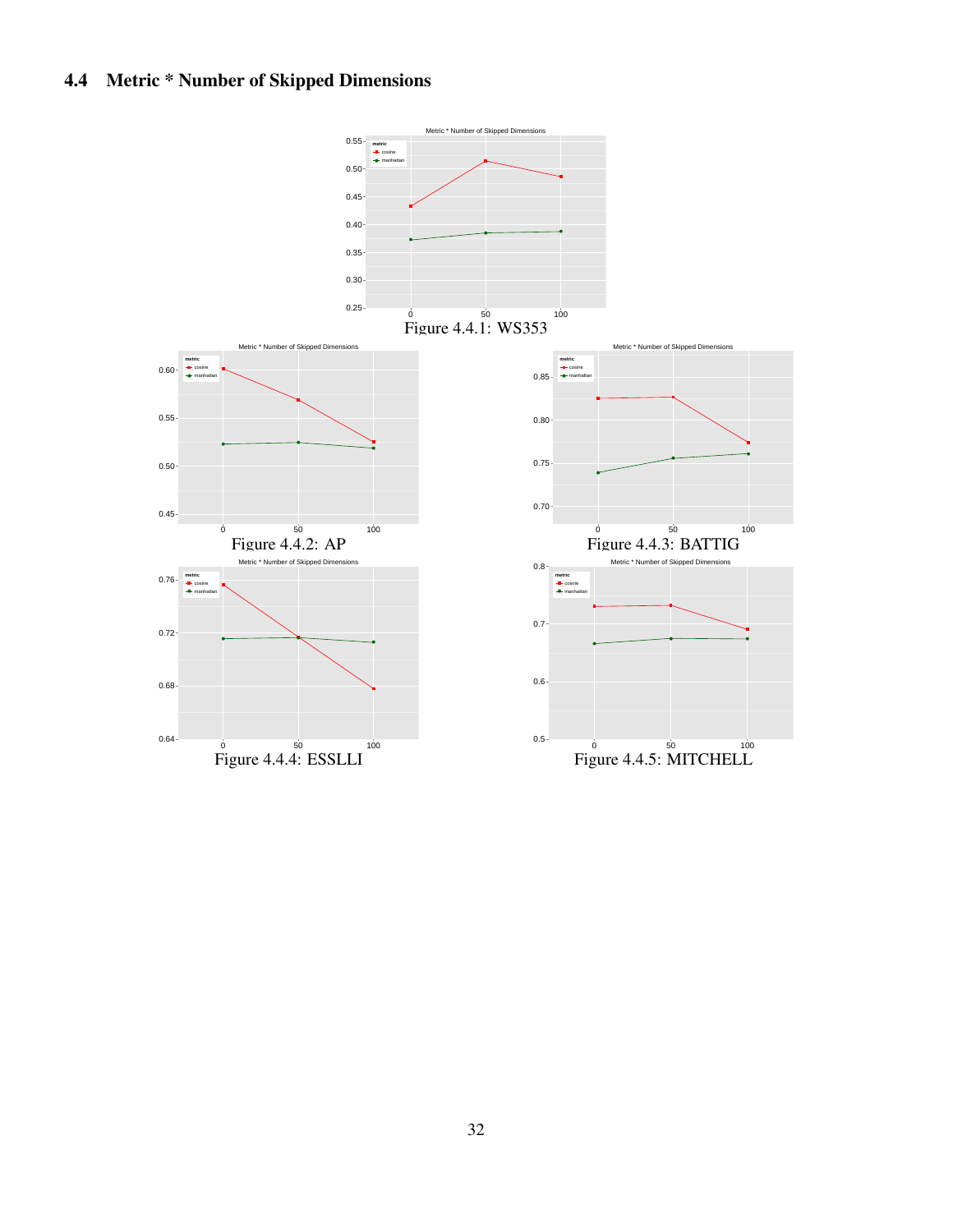## 4.4 Metric * Number of Skipped Dimensions

Figure 4.4.1: WS353

Figure 4.4.2: AP

Figure 4.4.3: BATTIG

Figure 4.4.4: ESSLLI

Figure 4.4.5: MITCHELL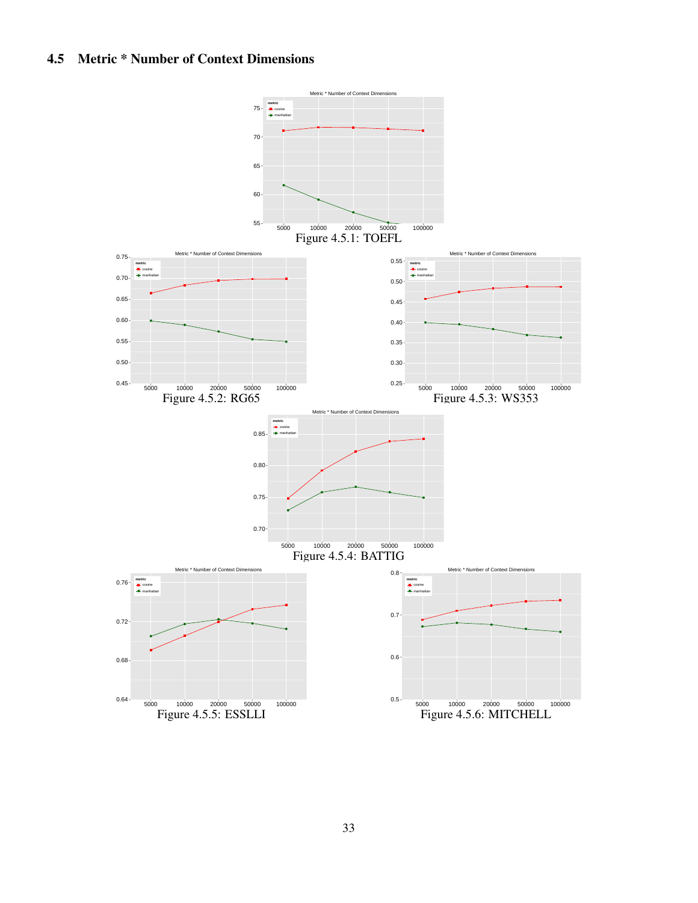## 4.5 Metric * Number of Context Dimensions

Figure 4.5.1: TOEFL

Figure 4.5.2: RG65

Figure 4.5.3: WS353

Figure 4.5.4: BATTIG

Figure 4.5.5: ESSLLI

Figure 4.5.6: MITCHELL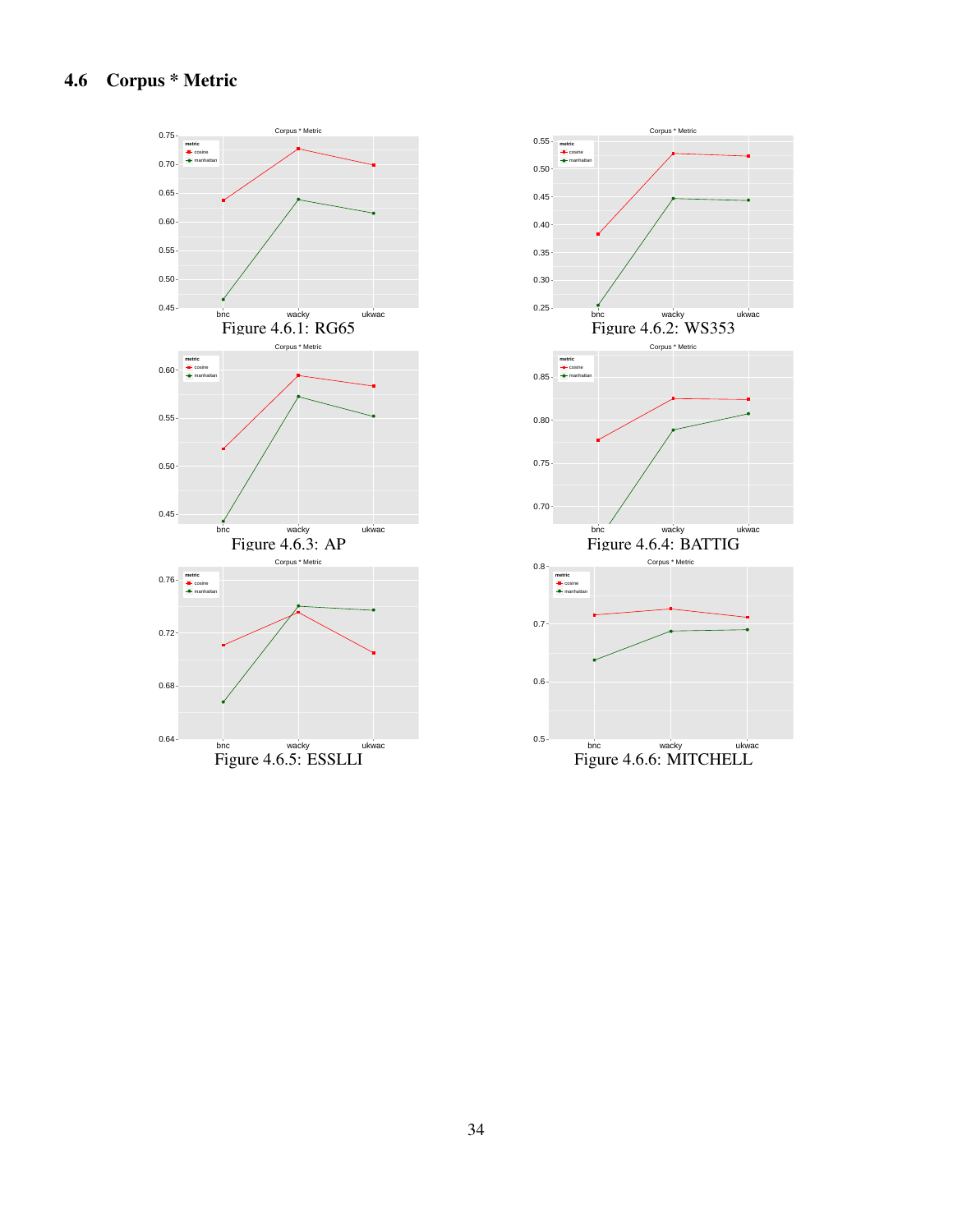## 4.6 Corpus * Metric

Figure 4.6.1: RG65

Figure 4.6.2: WS353

Figure 4.6.3: AP

Figure 4.6.4: BATTIG

Figure 4.6.5: ESSLLI

Figure 4.6.6: MITCHELL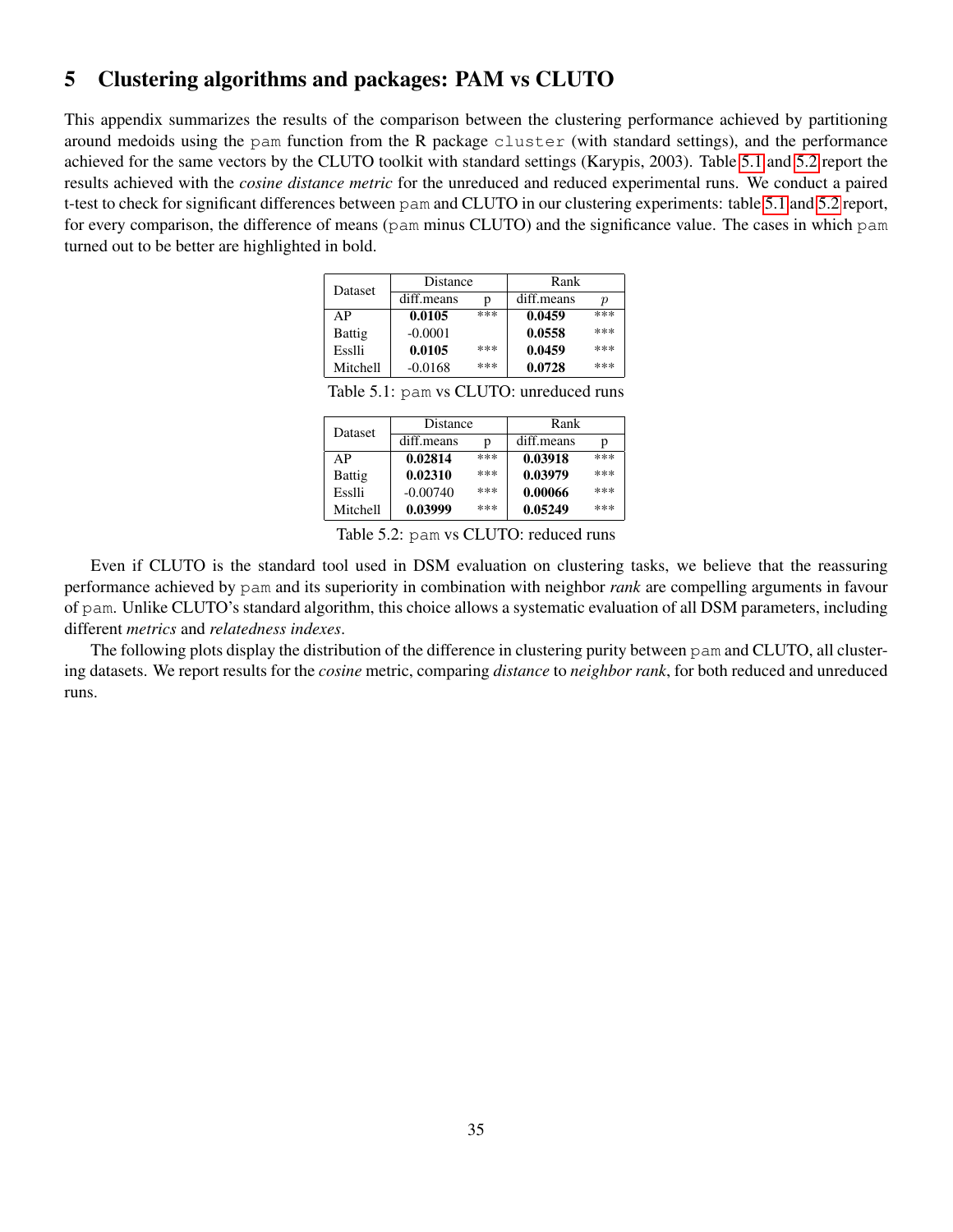# 5 Clustering algorithms and packages: PAM vs CLUTO

This appendix summarizes the results of the comparison between the clustering performance achieved by partitioning around medoids using the `pam` function from the R package `cluster` (with standard settings), and the performance achieved for the same vectors by the CLUTO toolkit with standard settings (Karypis, 2003). Table 5.1 and 5.2 report the results achieved with the *cosine distance metric* for the unreduced and reduced experimental runs. We conduct a paired t-test to check for significant differences between `pam` and CLUTO in our clustering experiments: table 5.1 and 5.2 report, for every comparison, the difference of means (`pam` minus CLUTO) and the significance value. The cases in which `pam` turned out to be better are highlighted in bold.

| Dataset | Distance | | Rank | |
|---|---|---|---|---|
| | diff.means | p | diff.means | *p* |
| AP | **0.0105** | *** | **0.0459** | *** |
| Battig | -0.0001 | | **0.0558** | *** |
| Esslli | **0.0105** | *** | **0.0459** | *** |
| Mitchell | -0.0168 | *** | **0.0728** | *** |

Table 5.1: `pam` vs CLUTO: unreduced runs

| Dataset | Distance | | Rank | |
|---|---|---|---|---|
| | diff.means | p | diff.means | p |
| AP | **0.02814** | *** | **0.03918** | *** |
| Battig | **0.02310** | *** | **0.03979** | *** |
| Esslli | -0.00740 | *** | **0.00066** | *** |
| Mitchell | **0.03999** | *** | **0.05249** | *** |

Table 5.2: `pam` vs CLUTO: reduced runs

Even if CLUTO is the standard tool used in DSM evaluation on clustering tasks, we believe that the reassuring performance achieved by `pam` and its superiority in combination with neighbor *rank* are compelling arguments in favour of `pam`. Unlike CLUTO's standard algorithm, this choice allows a systematic evaluation of all DSM parameters, including different *metrics* and *relatedness indexes*.

The following plots display the distribution of the difference in clustering purity between `pam` and CLUTO, all clustering datasets. We report results for the *cosine* metric, comparing *distance* to *neighbor rank*, for both reduced and unreduced runs.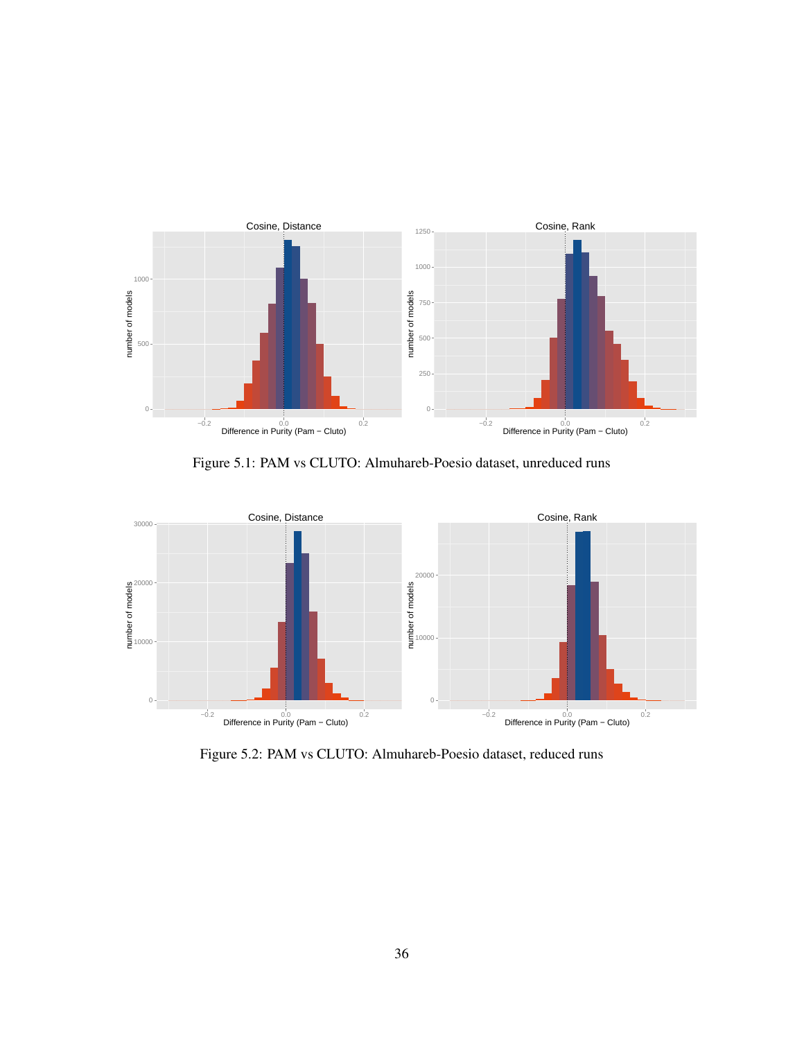Figure 5.1: PAM vs CLUTO: Almuhareb-Poesio dataset, unreduced runs

Figure 5.2: PAM vs CLUTO: Almuhareb-Poesio dataset, reduced runs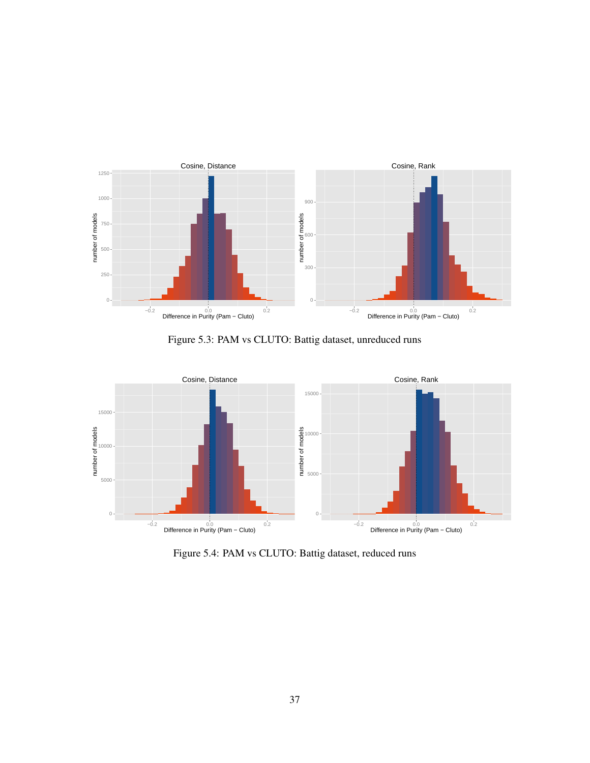Figure 5.3: PAM vs CLUTO: Battig dataset, unreduced runs

Figure 5.4: PAM vs CLUTO: Battig dataset, reduced runs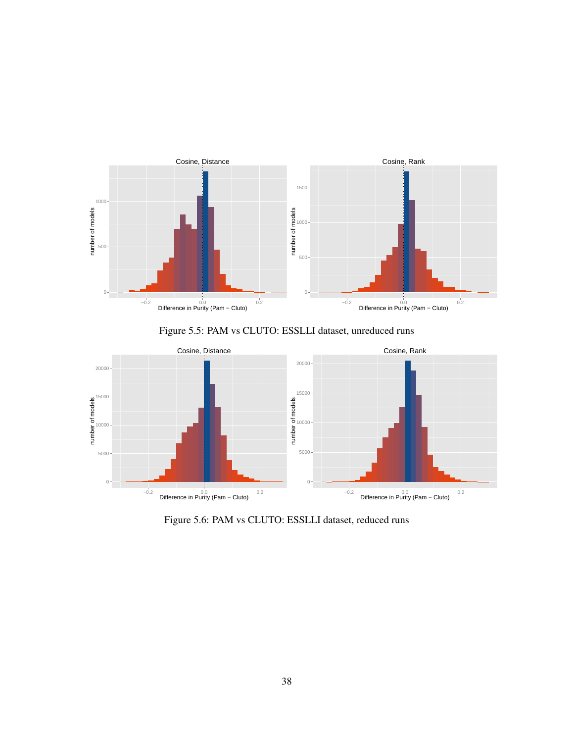Figure 5.5: PAM vs CLUTO: ESSLLI dataset, unreduced runs

Figure 5.6: PAM vs CLUTO: ESSLLI dataset, reduced runs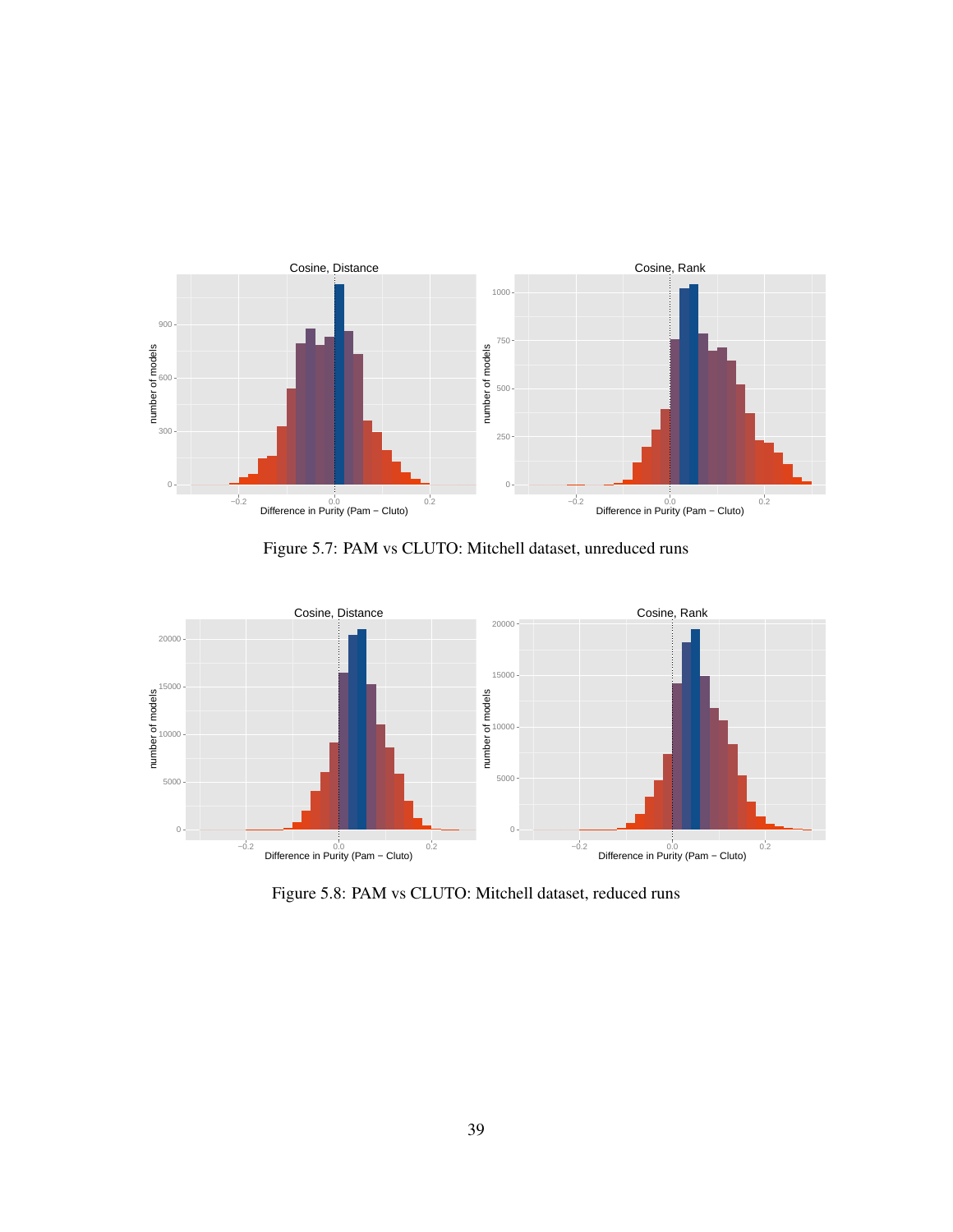Cosine, Distance

900

600

300

0

number of models

−0.2

0.0

0.2

Difference in Purity (Pam − Cluto)

Cosine, Rank

1000

750

500

250

0

number of models

−0.2

0.0

0.2

Difference in Purity (Pam − Cluto)

Figure 5.7: PAM vs CLUTO: Mitchell dataset, unreduced runs

Cosine, Distance

20000

15000

10000

5000

0

number of models

−0.2

0.0

0.2

Difference in Purity (Pam − Cluto)

Cosine, Rank

20000

15000

10000

5000

0

number of models

−0.2

0.0

0.2

Difference in Purity (Pam − Cluto)

Figure 5.8: PAM vs CLUTO: Mitchell dataset, reduced runs